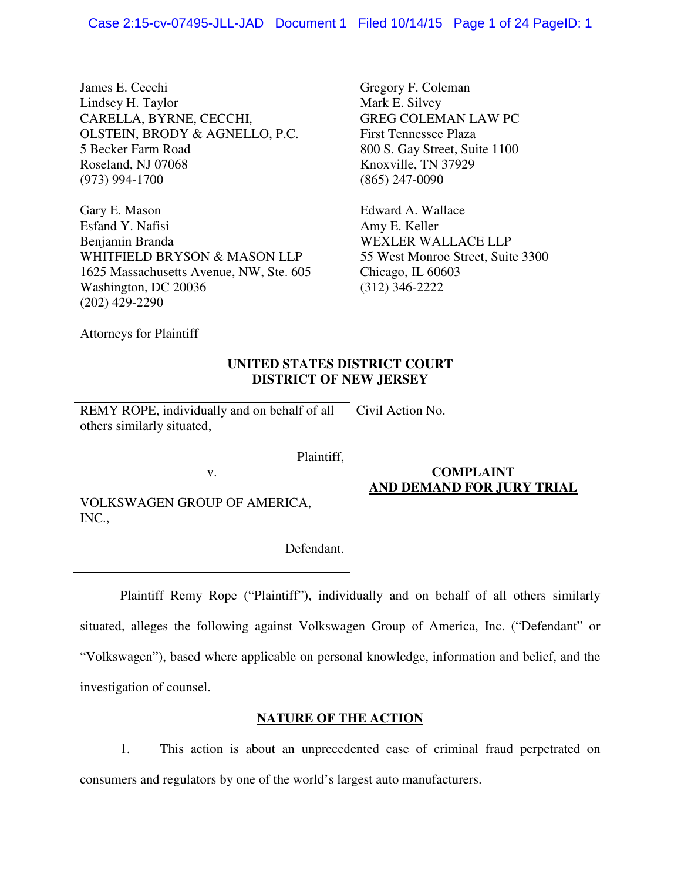James E. Cecchi
Lindsey H. Taylor
CARELLA, BYRNE, CECCHI,
OLSTEIN, BRODY & AGNELLO, P.C.
5 Becker Farm Road
Roseland, NJ 07068
(973) 994-1700

Gregory F. Coleman
Mark E. Silvey
GREG COLEMAN LAW PC
First Tennessee Plaza
800 S. Gay Street, Suite 1100
Knoxville, TN 37929
(865) 247-0090

Gary E. Mason
Esfand Y. Nafisi
Benjamin Branda
WHITFIELD BRYSON & MASON LLP
1625 Massachusetts Avenue, NW, Ste. 605
Washington, DC 20036
(202) 429-2290

Edward A. Wallace
Amy E. Keller
WEXLER WALLACE LLP
55 West Monroe Street, Suite 3300
Chicago, IL 60603
(312) 346-2222

Attorneys for Plaintiff

**UNITED STATES DISTRICT COURT**
**DISTRICT OF NEW JERSEY**

REMY ROPE, individually and on behalf of all others similarly situated,

Plaintiff,

v.

VOLKSWAGEN GROUP OF AMERICA, INC.,

Defendant.

Civil Action No.

**COMPLAINT**
**AND DEMAND FOR JURY TRIAL**

Plaintiff Remy Rope ("Plaintiff"), individually and on behalf of all others similarly situated, alleges the following against Volkswagen Group of America, Inc. ("Defendant" or "Volkswagen"), based where applicable on personal knowledge, information and belief, and the investigation of counsel.

## NATURE OF THE ACTION

1. This action is about an unprecedented case of criminal fraud perpetrated on consumers and regulators by one of the world's largest auto manufacturers.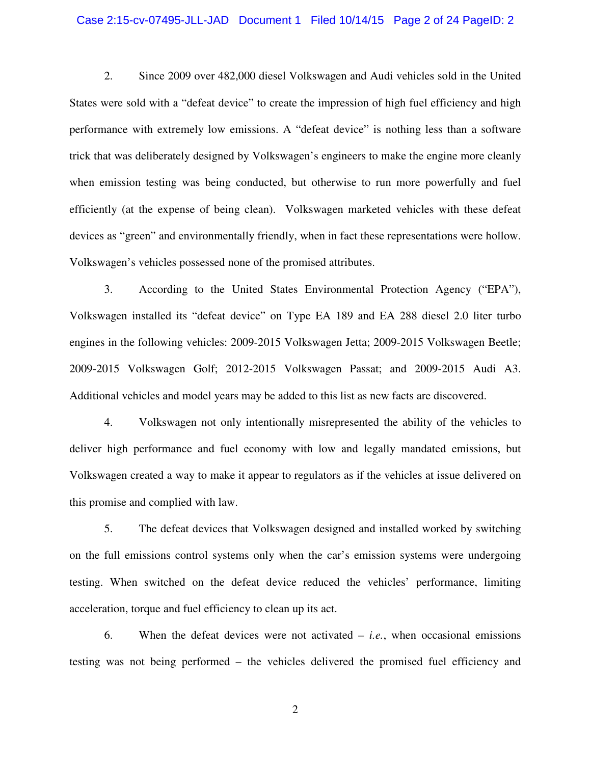2. Since 2009 over 482,000 diesel Volkswagen and Audi vehicles sold in the United States were sold with a "defeat device" to create the impression of high fuel efficiency and high performance with extremely low emissions. A "defeat device" is nothing less than a software trick that was deliberately designed by Volkswagen's engineers to make the engine more cleanly when emission testing was being conducted, but otherwise to run more powerfully and fuel efficiently (at the expense of being clean). Volkswagen marketed vehicles with these defeat devices as "green" and environmentally friendly, when in fact these representations were hollow. Volkswagen's vehicles possessed none of the promised attributes.

3. According to the United States Environmental Protection Agency ("EPA"), Volkswagen installed its "defeat device" on Type EA 189 and EA 288 diesel 2.0 liter turbo engines in the following vehicles: 2009-2015 Volkswagen Jetta; 2009-2015 Volkswagen Beetle; 2009-2015 Volkswagen Golf; 2012-2015 Volkswagen Passat; and 2009-2015 Audi A3. Additional vehicles and model years may be added to this list as new facts are discovered.

4. Volkswagen not only intentionally misrepresented the ability of the vehicles to deliver high performance and fuel economy with low and legally mandated emissions, but Volkswagen created a way to make it appear to regulators as if the vehicles at issue delivered on this promise and complied with law.

5. The defeat devices that Volkswagen designed and installed worked by switching on the full emissions control systems only when the car's emission systems were undergoing testing. When switched on the defeat device reduced the vehicles' performance, limiting acceleration, torque and fuel efficiency to clean up its act.

6. When the defeat devices were not activated – *i.e.*, when occasional emissions testing was not being performed – the vehicles delivered the promised fuel efficiency and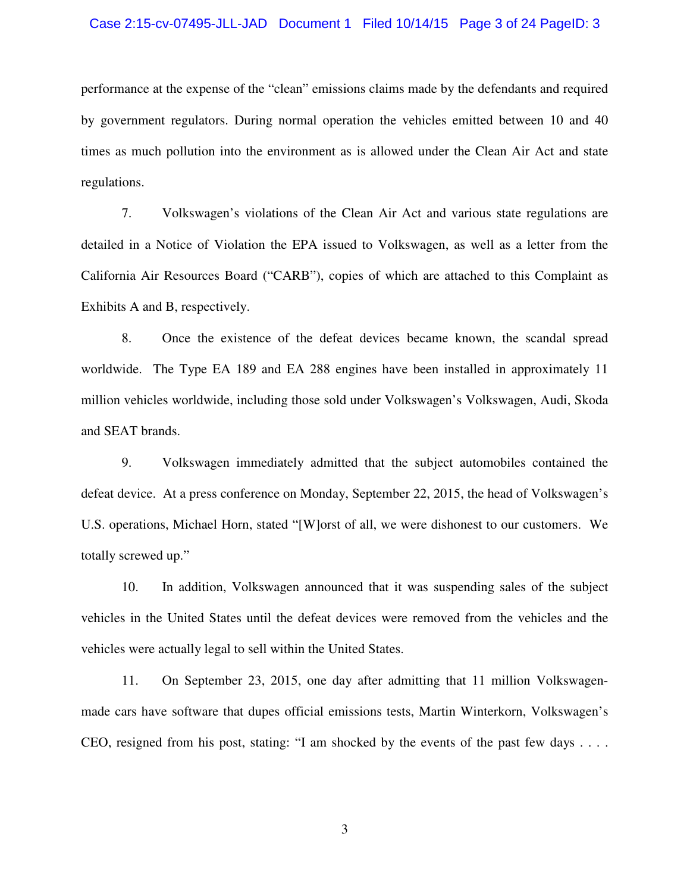performance at the expense of the "clean" emissions claims made by the defendants and required by government regulators. During normal operation the vehicles emitted between 10 and 40 times as much pollution into the environment as is allowed under the Clean Air Act and state regulations.

7. Volkswagen's violations of the Clean Air Act and various state regulations are detailed in a Notice of Violation the EPA issued to Volkswagen, as well as a letter from the California Air Resources Board ("CARB"), copies of which are attached to this Complaint as Exhibits A and B, respectively.

8. Once the existence of the defeat devices became known, the scandal spread worldwide. The Type EA 189 and EA 288 engines have been installed in approximately 11 million vehicles worldwide, including those sold under Volkswagen's Volkswagen, Audi, Skoda and SEAT brands.

9. Volkswagen immediately admitted that the subject automobiles contained the defeat device. At a press conference on Monday, September 22, 2015, the head of Volkswagen's U.S. operations, Michael Horn, stated "[W]orst of all, we were dishonest to our customers. We totally screwed up."

10. In addition, Volkswagen announced that it was suspending sales of the subject vehicles in the United States until the defeat devices were removed from the vehicles and the vehicles were actually legal to sell within the United States.

11. On September 23, 2015, one day after admitting that 11 million Volkswagen-made cars have software that dupes official emissions tests, Martin Winterkorn, Volkswagen's CEO, resigned from his post, stating: "I am shocked by the events of the past few days . . . .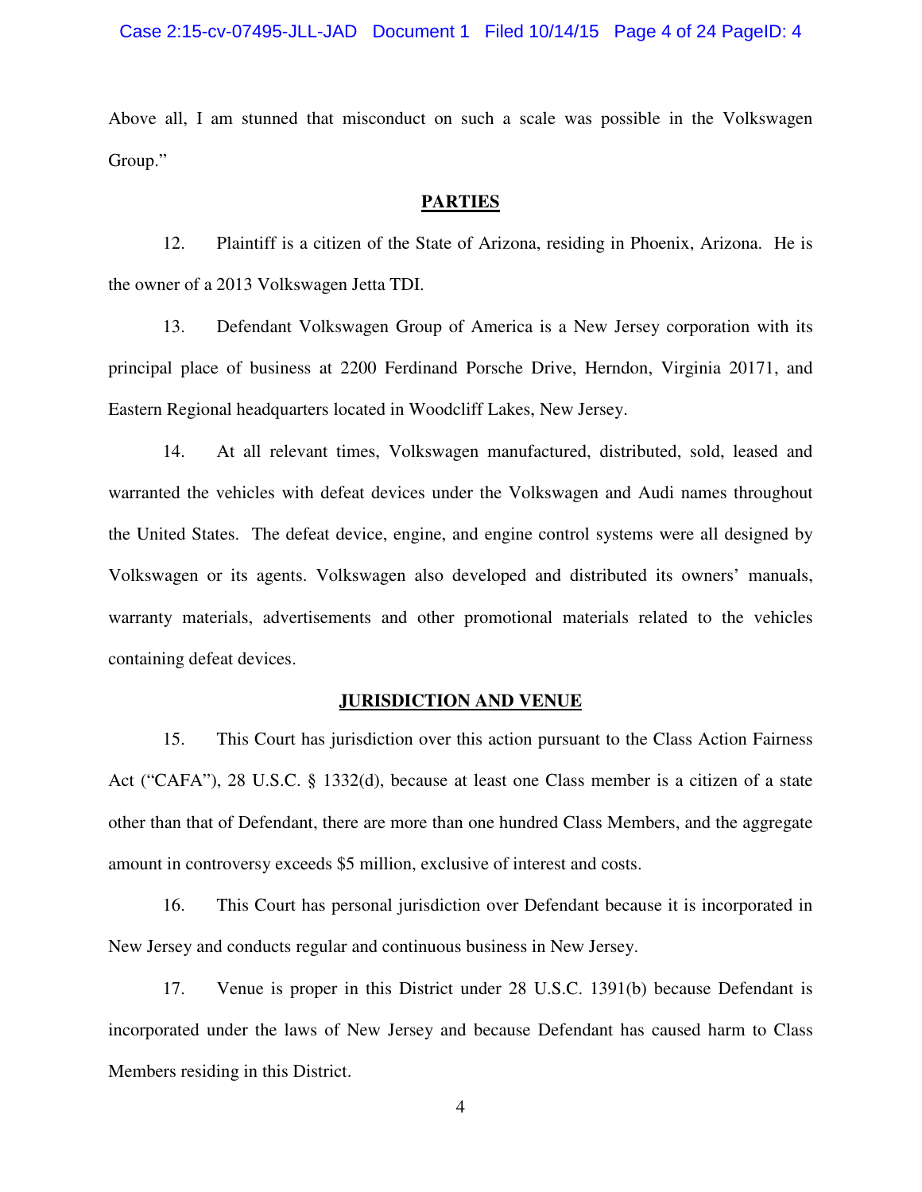Above all, I am stunned that misconduct on such a scale was possible in the Volkswagen Group."

## PARTIES

12. Plaintiff is a citizen of the State of Arizona, residing in Phoenix, Arizona. He is the owner of a 2013 Volkswagen Jetta TDI.

13. Defendant Volkswagen Group of America is a New Jersey corporation with its principal place of business at 2200 Ferdinand Porsche Drive, Herndon, Virginia 20171, and Eastern Regional headquarters located in Woodcliff Lakes, New Jersey.

14. At all relevant times, Volkswagen manufactured, distributed, sold, leased and warranted the vehicles with defeat devices under the Volkswagen and Audi names throughout the United States. The defeat device, engine, and engine control systems were all designed by Volkswagen or its agents. Volkswagen also developed and distributed its owners' manuals, warranty materials, advertisements and other promotional materials related to the vehicles containing defeat devices.

## JURISDICTION AND VENUE

15. This Court has jurisdiction over this action pursuant to the Class Action Fairness Act ("CAFA"), 28 U.S.C. § 1332(d), because at least one Class member is a citizen of a state other than that of Defendant, there are more than one hundred Class Members, and the aggregate amount in controversy exceeds $5 million, exclusive of interest and costs.

16. This Court has personal jurisdiction over Defendant because it is incorporated in New Jersey and conducts regular and continuous business in New Jersey.

17. Venue is proper in this District under 28 U.S.C. 1391(b) because Defendant is incorporated under the laws of New Jersey and because Defendant has caused harm to Class Members residing in this District.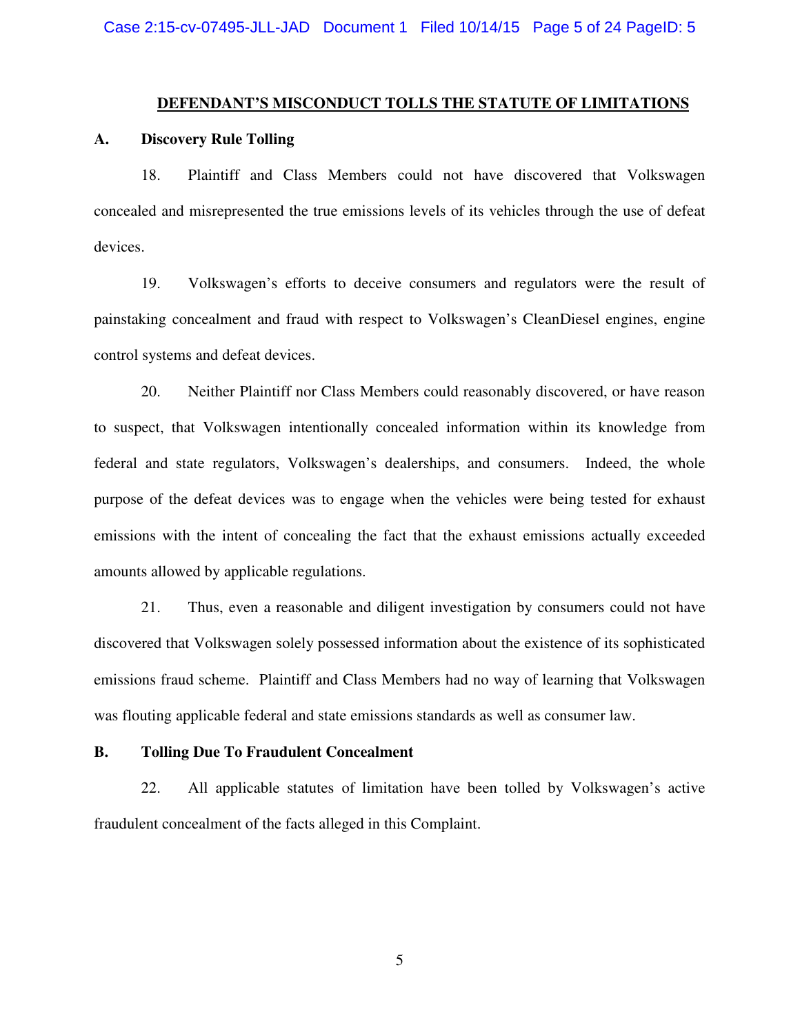## DEFENDANT'S MISCONDUCT TOLLS THE STATUTE OF LIMITATIONS

### A. Discovery Rule Tolling

18. Plaintiff and Class Members could not have discovered that Volkswagen concealed and misrepresented the true emissions levels of its vehicles through the use of defeat devices.

19. Volkswagen's efforts to deceive consumers and regulators were the result of painstaking concealment and fraud with respect to Volkswagen's CleanDiesel engines, engine control systems and defeat devices.

20. Neither Plaintiff nor Class Members could reasonably discovered, or have reason to suspect, that Volkswagen intentionally concealed information within its knowledge from federal and state regulators, Volkswagen's dealerships, and consumers. Indeed, the whole purpose of the defeat devices was to engage when the vehicles were being tested for exhaust emissions with the intent of concealing the fact that the exhaust emissions actually exceeded amounts allowed by applicable regulations.

21. Thus, even a reasonable and diligent investigation by consumers could not have discovered that Volkswagen solely possessed information about the existence of its sophisticated emissions fraud scheme. Plaintiff and Class Members had no way of learning that Volkswagen was flouting applicable federal and state emissions standards as well as consumer law.

### B. Tolling Due To Fraudulent Concealment

22. All applicable statutes of limitation have been tolled by Volkswagen's active fraudulent concealment of the facts alleged in this Complaint.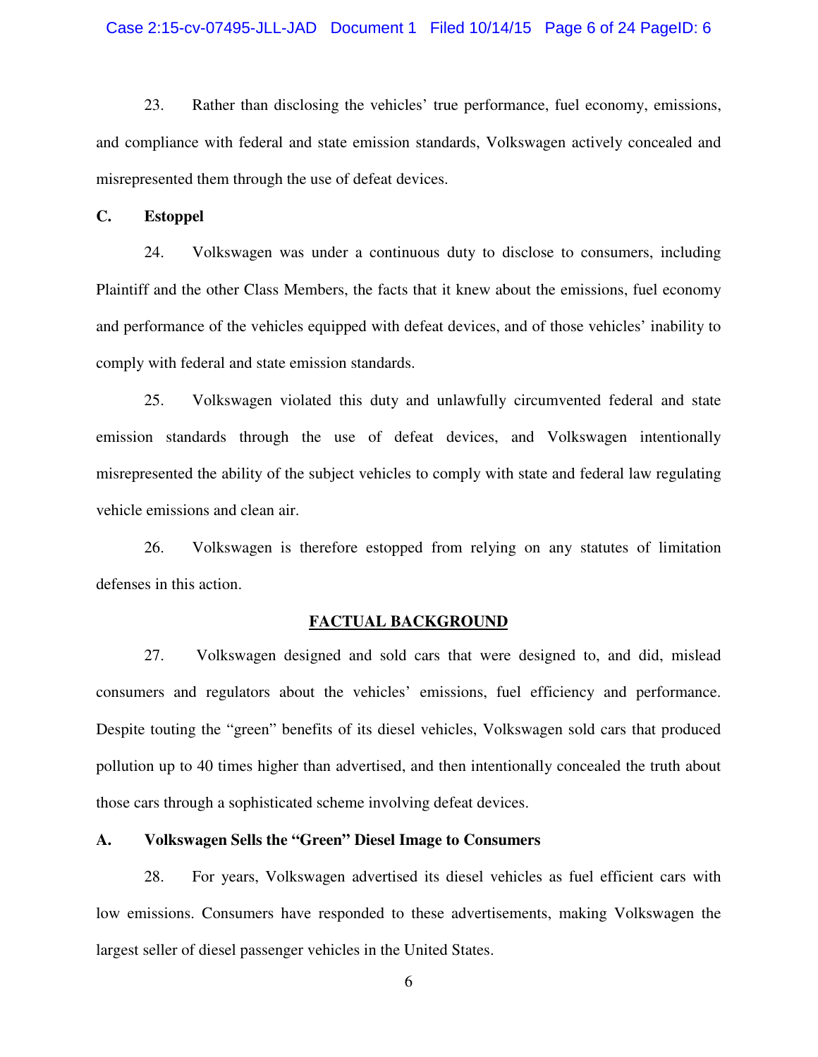23. Rather than disclosing the vehicles' true performance, fuel economy, emissions, and compliance with federal and state emission standards, Volkswagen actively concealed and misrepresented them through the use of defeat devices.

### C. Estoppel

24. Volkswagen was under a continuous duty to disclose to consumers, including Plaintiff and the other Class Members, the facts that it knew about the emissions, fuel economy and performance of the vehicles equipped with defeat devices, and of those vehicles' inability to comply with federal and state emission standards.

25. Volkswagen violated this duty and unlawfully circumvented federal and state emission standards through the use of defeat devices, and Volkswagen intentionally misrepresented the ability of the subject vehicles to comply with state and federal law regulating vehicle emissions and clean air.

26. Volkswagen is therefore estopped from relying on any statutes of limitation defenses in this action.

## FACTUAL BACKGROUND

27. Volkswagen designed and sold cars that were designed to, and did, mislead consumers and regulators about the vehicles' emissions, fuel efficiency and performance. Despite touting the "green" benefits of its diesel vehicles, Volkswagen sold cars that produced pollution up to 40 times higher than advertised, and then intentionally concealed the truth about those cars through a sophisticated scheme involving defeat devices.

### A. Volkswagen Sells the "Green" Diesel Image to Consumers

28. For years, Volkswagen advertised its diesel vehicles as fuel efficient cars with low emissions. Consumers have responded to these advertisements, making Volkswagen the largest seller of diesel passenger vehicles in the United States.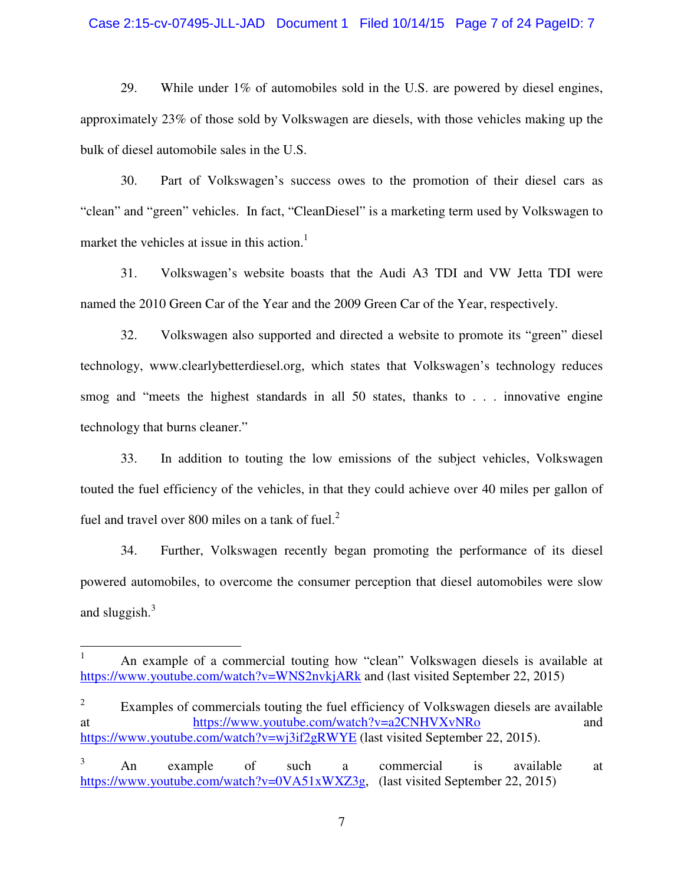29. While under 1% of automobiles sold in the U.S. are powered by diesel engines, approximately 23% of those sold by Volkswagen are diesels, with those vehicles making up the bulk of diesel automobile sales in the U.S.

30. Part of Volkswagen's success owes to the promotion of their diesel cars as "clean" and "green" vehicles. In fact, "CleanDiesel" is a marketing term used by Volkswagen to market the vehicles at issue in this action.[1]

31. Volkswagen's website boasts that the Audi A3 TDI and VW Jetta TDI were named the 2010 Green Car of the Year and the 2009 Green Car of the Year, respectively.

32. Volkswagen also supported and directed a website to promote its "green" diesel technology, www.clearlybetterdiesel.org, which states that Volkswagen's technology reduces smog and "meets the highest standards in all 50 states, thanks to . . . innovative engine technology that burns cleaner."

33. In addition to touting the low emissions of the subject vehicles, Volkswagen touted the fuel efficiency of the vehicles, in that they could achieve over 40 miles per gallon of fuel and travel over 800 miles on a tank of fuel.[2]

34. Further, Volkswagen recently began promoting the performance of its diesel powered automobiles, to overcome the consumer perception that diesel automobiles were slow and sluggish.[3]

---

[1] An example of a commercial touting how "clean" Volkswagen diesels is available at https://www.youtube.com/watch?v=WNS2nvkjARk and (last visited September 22, 2015)

[2] Examples of commercials touting the fuel efficiency of Volkswagen diesels are available at https://www.youtube.com/watch?v=a2CNHVXvNRo and https://www.youtube.com/watch?v=wj3if2gRWYE (last visited September 22, 2015).

[3] An example of such a commercial is available at https://www.youtube.com/watch?v=0VA51xWXZ3g, (last visited September 22, 2015)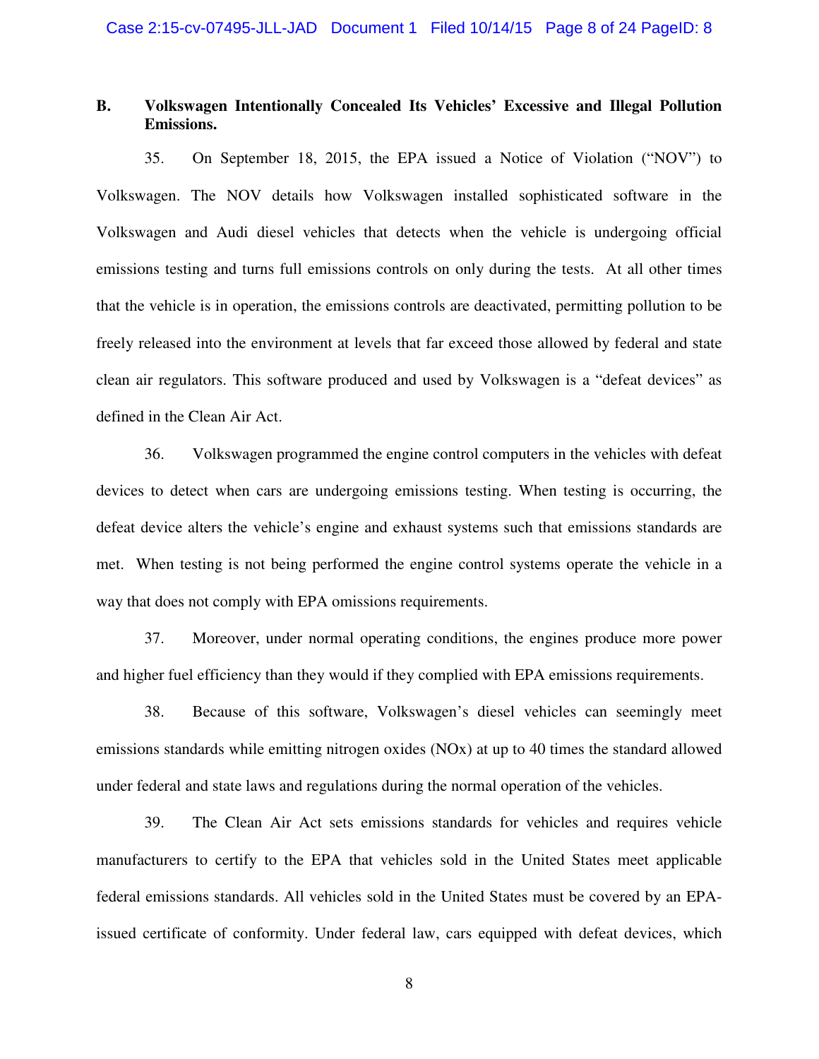## B. Volkswagen Intentionally Concealed Its Vehicles' Excessive and Illegal Pollution Emissions.

35. On September 18, 2015, the EPA issued a Notice of Violation ("NOV") to Volkswagen. The NOV details how Volkswagen installed sophisticated software in the Volkswagen and Audi diesel vehicles that detects when the vehicle is undergoing official emissions testing and turns full emissions controls on only during the tests. At all other times that the vehicle is in operation, the emissions controls are deactivated, permitting pollution to be freely released into the environment at levels that far exceed those allowed by federal and state clean air regulators. This software produced and used by Volkswagen is a "defeat devices" as defined in the Clean Air Act.

36. Volkswagen programmed the engine control computers in the vehicles with defeat devices to detect when cars are undergoing emissions testing. When testing is occurring, the defeat device alters the vehicle's engine and exhaust systems such that emissions standards are met. When testing is not being performed the engine control systems operate the vehicle in a way that does not comply with EPA omissions requirements.

37. Moreover, under normal operating conditions, the engines produce more power and higher fuel efficiency than they would if they complied with EPA emissions requirements.

38. Because of this software, Volkswagen's diesel vehicles can seemingly meet emissions standards while emitting nitrogen oxides ($NO_x$) at up to 40 times the standard allowed under federal and state laws and regulations during the normal operation of the vehicles.

39. The Clean Air Act sets emissions standards for vehicles and requires vehicle manufacturers to certify to the EPA that vehicles sold in the United States meet applicable federal emissions standards. All vehicles sold in the United States must be covered by an EPA-issued certificate of conformity. Under federal law, cars equipped with defeat devices, which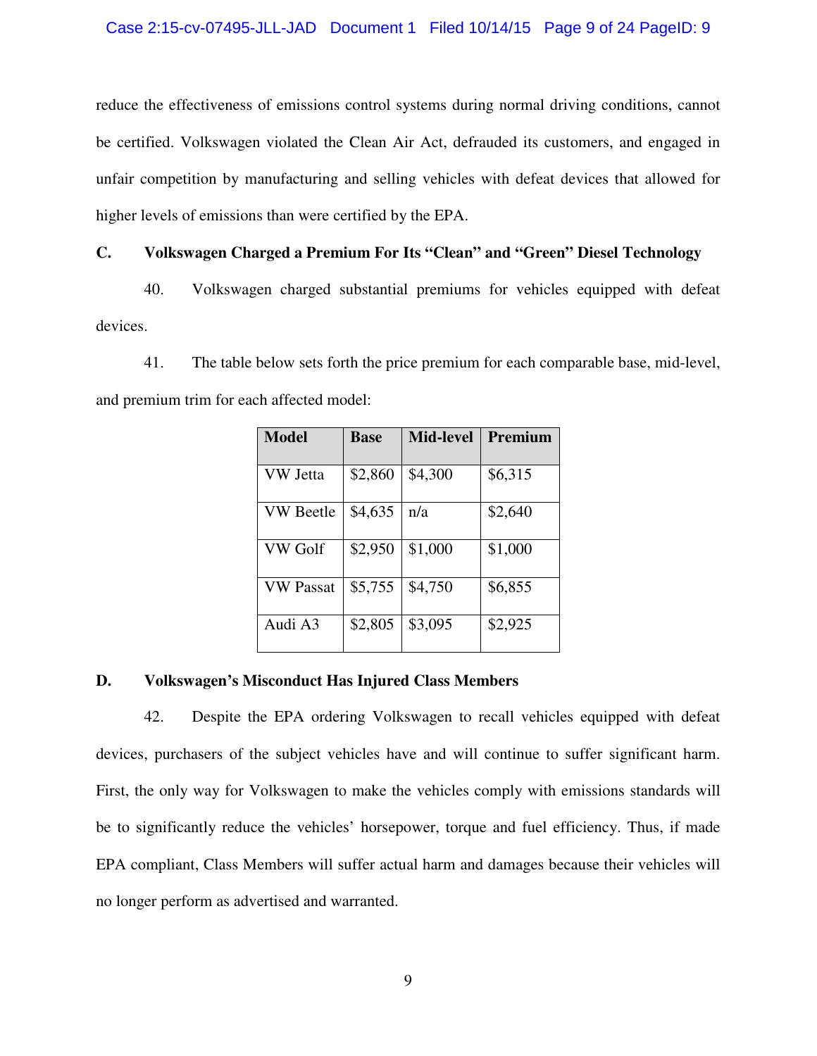reduce the effectiveness of emissions control systems during normal driving conditions, cannot be certified. Volkswagen violated the Clean Air Act, defrauded its customers, and engaged in unfair competition by manufacturing and selling vehicles with defeat devices that allowed for higher levels of emissions than were certified by the EPA.

### C. Volkswagen Charged a Premium For Its "Clean" and "Green" Diesel Technology

40. Volkswagen charged substantial premiums for vehicles equipped with defeat devices.

41. The table below sets forth the price premium for each comparable base, mid-level, and premium trim for each affected model:

| Model | Base | Mid-level | Premium |
|---|---|---|---|
| VW Jetta | $2,860 | $4,300 | $6,315 |
| VW Beetle | $4,635 | n/a | $2,640 |
| VW Golf | $2,950 | $1,000 | $1,000 |
| VW Passat | $5,755 | $4,750 | $6,855 |
| Audi A3 | $2,805 | $3,095 | $2,925 |

### D. Volkswagen's Misconduct Has Injured Class Members

42. Despite the EPA ordering Volkswagen to recall vehicles equipped with defeat devices, purchasers of the subject vehicles have and will continue to suffer significant harm. First, the only way for Volkswagen to make the vehicles comply with emissions standards will be to significantly reduce the vehicles' horsepower, torque and fuel efficiency. Thus, if made EPA compliant, Class Members will suffer actual harm and damages because their vehicles will no longer perform as advertised and warranted.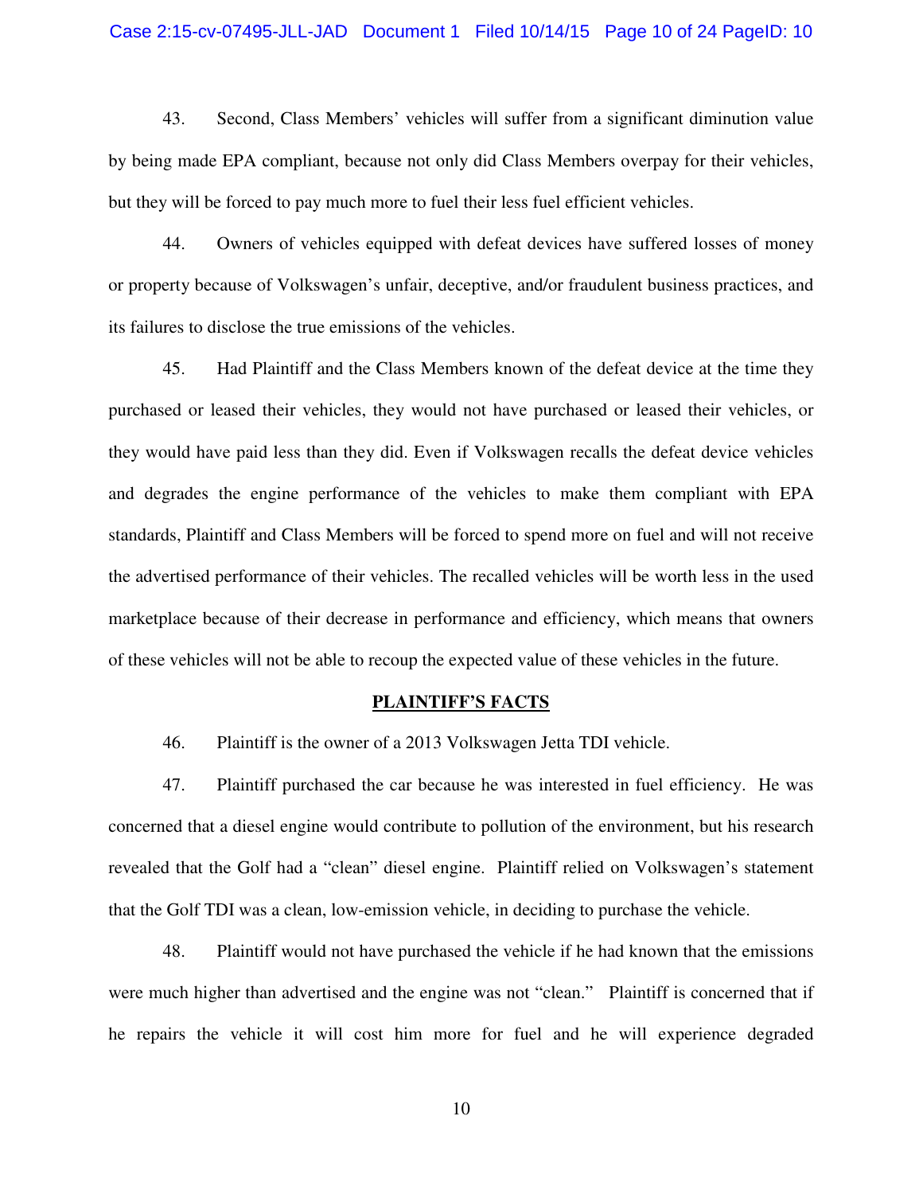43. Second, Class Members' vehicles will suffer from a significant diminution value by being made EPA compliant, because not only did Class Members overpay for their vehicles, but they will be forced to pay much more to fuel their less fuel efficient vehicles.

44. Owners of vehicles equipped with defeat devices have suffered losses of money or property because of Volkswagen's unfair, deceptive, and/or fraudulent business practices, and its failures to disclose the true emissions of the vehicles.

45. Had Plaintiff and the Class Members known of the defeat device at the time they purchased or leased their vehicles, they would not have purchased or leased their vehicles, or they would have paid less than they did. Even if Volkswagen recalls the defeat device vehicles and degrades the engine performance of the vehicles to make them compliant with EPA standards, Plaintiff and Class Members will be forced to spend more on fuel and will not receive the advertised performance of their vehicles. The recalled vehicles will be worth less in the used marketplace because of their decrease in performance and efficiency, which means that owners of these vehicles will not be able to recoup the expected value of these vehicles in the future.

## PLAINTIFF'S FACTS

46. Plaintiff is the owner of a 2013 Volkswagen Jetta TDI vehicle.

47. Plaintiff purchased the car because he was interested in fuel efficiency. He was concerned that a diesel engine would contribute to pollution of the environment, but his research revealed that the Golf had a "clean" diesel engine. Plaintiff relied on Volkswagen's statement that the Golf TDI was a clean, low-emission vehicle, in deciding to purchase the vehicle.

48. Plaintiff would not have purchased the vehicle if he had known that the emissions were much higher than advertised and the engine was not "clean." Plaintiff is concerned that if he repairs the vehicle it will cost him more for fuel and he will experience degraded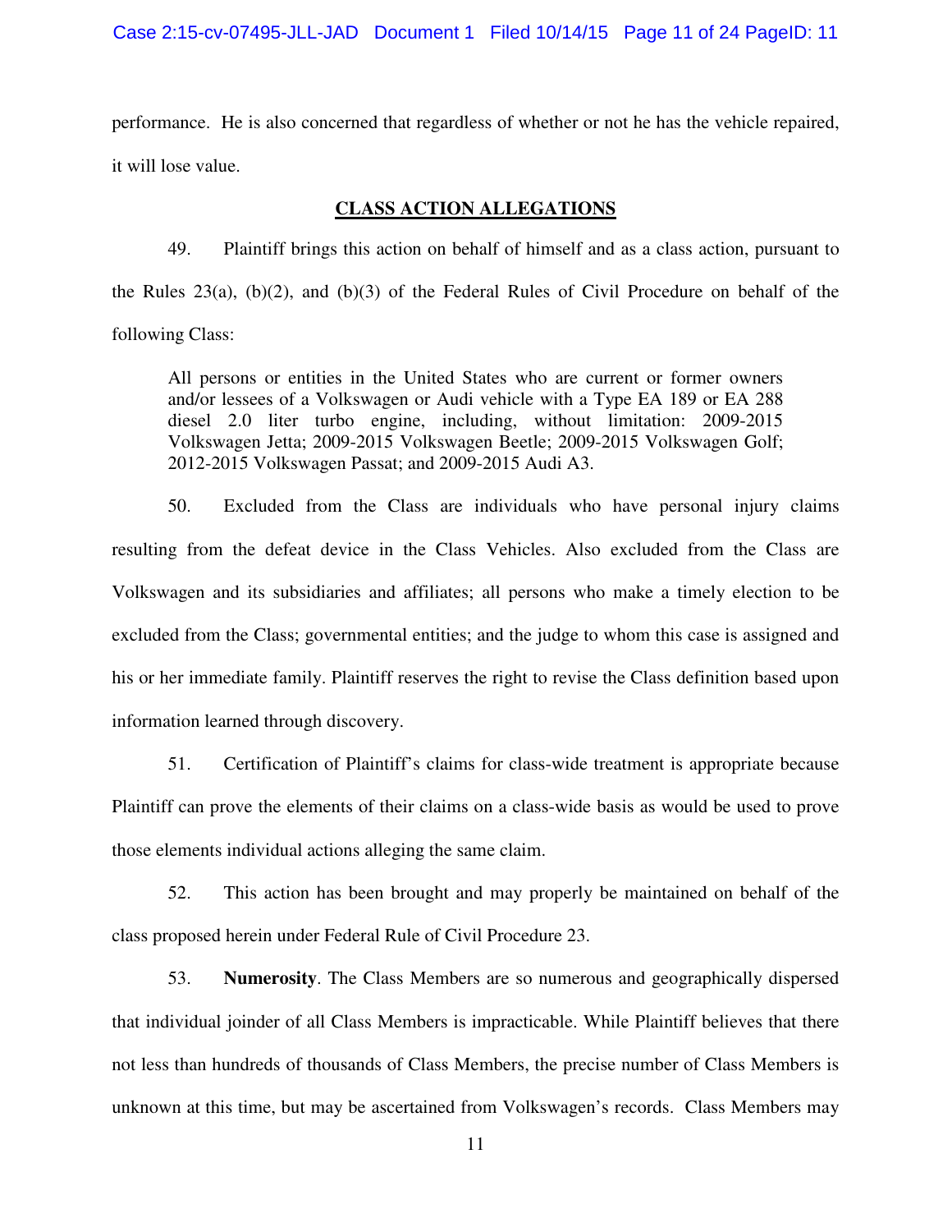performance. He is also concerned that regardless of whether or not he has the vehicle repaired, it will lose value.

## CLASS ACTION ALLEGATIONS

49. Plaintiff brings this action on behalf of himself and as a class action, pursuant to the Rules 23(a), (b)(2), and (b)(3) of the Federal Rules of Civil Procedure on behalf of the following Class:

> All persons or entities in the United States who are current or former owners and/or lessees of a Volkswagen or Audi vehicle with a Type EA 189 or EA 288 diesel 2.0 liter turbo engine, including, without limitation: 2009-2015 Volkswagen Jetta; 2009-2015 Volkswagen Beetle; 2009-2015 Volkswagen Golf; 2012-2015 Volkswagen Passat; and 2009-2015 Audi A3.

50. Excluded from the Class are individuals who have personal injury claims resulting from the defeat device in the Class Vehicles. Also excluded from the Class are Volkswagen and its subsidiaries and affiliates; all persons who make a timely election to be excluded from the Class; governmental entities; and the judge to whom this case is assigned and his or her immediate family. Plaintiff reserves the right to revise the Class definition based upon information learned through discovery.

51. Certification of Plaintiff's claims for class-wide treatment is appropriate because Plaintiff can prove the elements of their claims on a class-wide basis as would be used to prove those elements individual actions alleging the same claim.

52. This action has been brought and may properly be maintained on behalf of the class proposed herein under Federal Rule of Civil Procedure 23.

53. **Numerosity**. The Class Members are so numerous and geographically dispersed that individual joinder of all Class Members is impracticable. While Plaintiff believes that there not less than hundreds of thousands of Class Members, the precise number of Class Members is unknown at this time, but may be ascertained from Volkswagen's records. Class Members may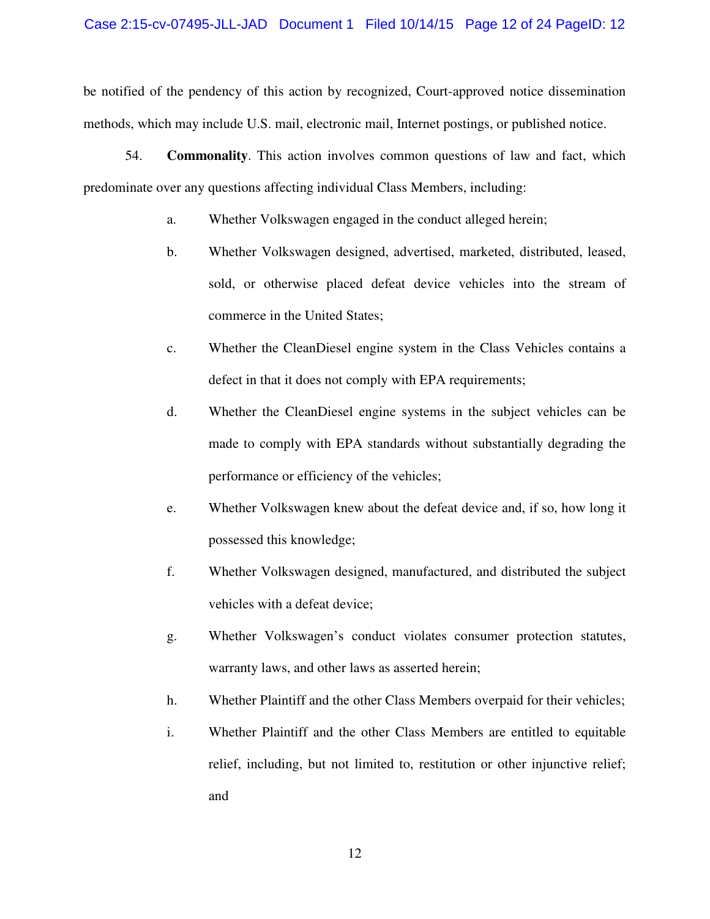be notified of the pendency of this action by recognized, Court-approved notice dissemination methods, which may include U.S. mail, electronic mail, Internet postings, or published notice.

54. **Commonality**. This action involves common questions of law and fact, which predominate over any questions affecting individual Class Members, including:

a. Whether Volkswagen engaged in the conduct alleged herein;

b. Whether Volkswagen designed, advertised, marketed, distributed, leased, sold, or otherwise placed defeat device vehicles into the stream of commerce in the United States;

c. Whether the CleanDiesel engine system in the Class Vehicles contains a defect in that it does not comply with EPA requirements;

d. Whether the CleanDiesel engine systems in the subject vehicles can be made to comply with EPA standards without substantially degrading the performance or efficiency of the vehicles;

e. Whether Volkswagen knew about the defeat device and, if so, how long it possessed this knowledge;

f. Whether Volkswagen designed, manufactured, and distributed the subject vehicles with a defeat device;

g. Whether Volkswagen's conduct violates consumer protection statutes, warranty laws, and other laws as asserted herein;

h. Whether Plaintiff and the other Class Members overpaid for their vehicles;

i. Whether Plaintiff and the other Class Members are entitled to equitable relief, including, but not limited to, restitution or other injunctive relief; and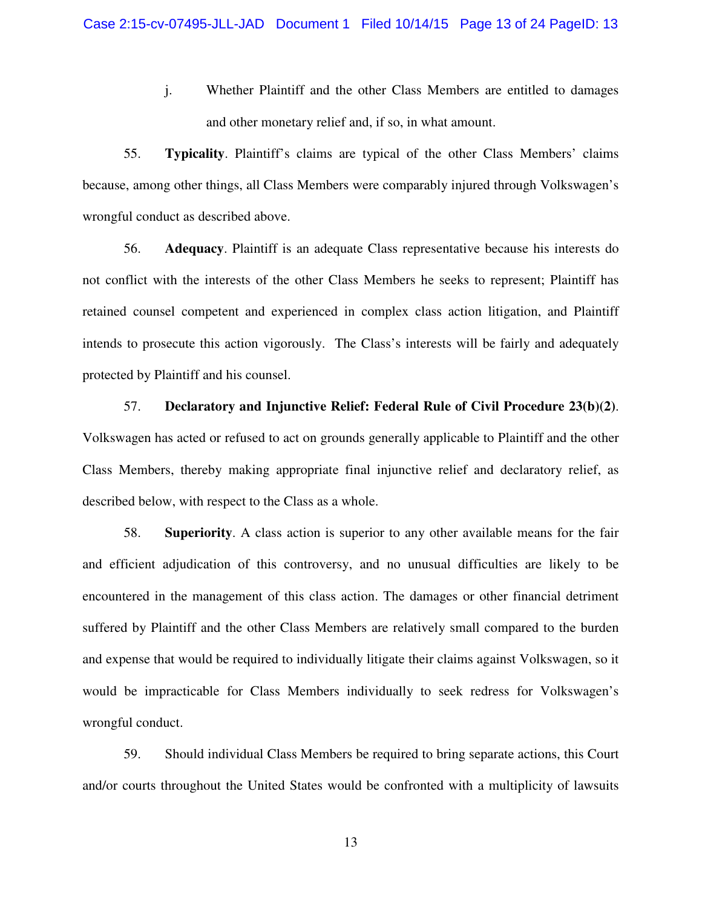j. Whether Plaintiff and the other Class Members are entitled to damages and other monetary relief and, if so, in what amount.

55. **Typicality**. Plaintiff's claims are typical of the other Class Members' claims because, among other things, all Class Members were comparably injured through Volkswagen's wrongful conduct as described above.

56. **Adequacy**. Plaintiff is an adequate Class representative because his interests do not conflict with the interests of the other Class Members he seeks to represent; Plaintiff has retained counsel competent and experienced in complex class action litigation, and Plaintiff intends to prosecute this action vigorously. The Class's interests will be fairly and adequately protected by Plaintiff and his counsel.

57. **Declaratory and Injunctive Relief: Federal Rule of Civil Procedure 23(b)(2)**. Volkswagen has acted or refused to act on grounds generally applicable to Plaintiff and the other Class Members, thereby making appropriate final injunctive relief and declaratory relief, as described below, with respect to the Class as a whole.

58. **Superiority**. A class action is superior to any other available means for the fair and efficient adjudication of this controversy, and no unusual difficulties are likely to be encountered in the management of this class action. The damages or other financial detriment suffered by Plaintiff and the other Class Members are relatively small compared to the burden and expense that would be required to individually litigate their claims against Volkswagen, so it would be impracticable for Class Members individually to seek redress for Volkswagen's wrongful conduct.

59. Should individual Class Members be required to bring separate actions, this Court and/or courts throughout the United States would be confronted with a multiplicity of lawsuits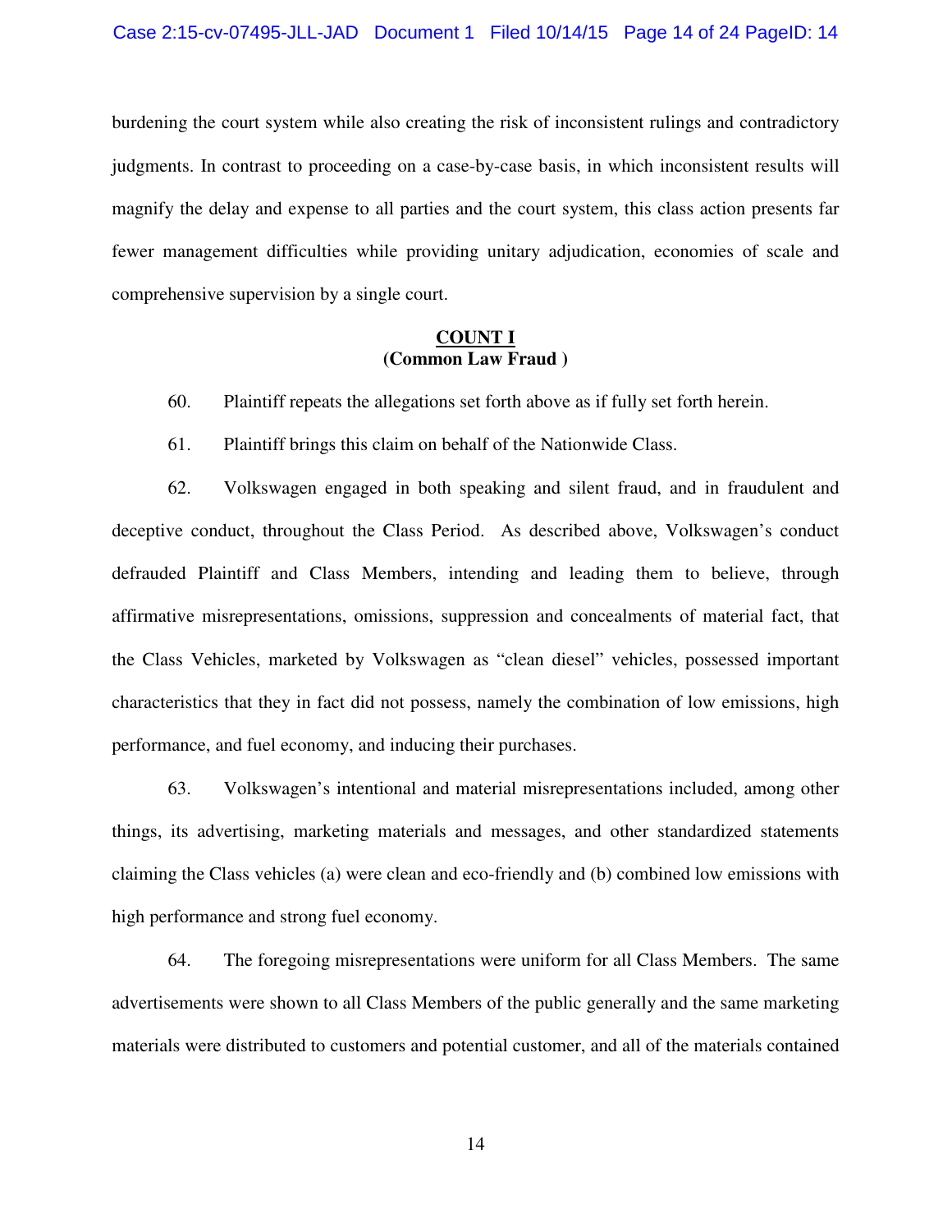burdening the court system while also creating the risk of inconsistent rulings and contradictory judgments. In contrast to proceeding on a case-by-case basis, in which inconsistent results will magnify the delay and expense to all parties and the court system, this class action presents far fewer management difficulties while providing unitary adjudication, economies of scale and comprehensive supervision by a single court.

## COUNT I
### (Common Law Fraud )

60. Plaintiff repeats the allegations set forth above as if fully set forth herein.

61. Plaintiff brings this claim on behalf of the Nationwide Class.

62. Volkswagen engaged in both speaking and silent fraud, and in fraudulent and deceptive conduct, throughout the Class Period. As described above, Volkswagen's conduct defrauded Plaintiff and Class Members, intending and leading them to believe, through affirmative misrepresentations, omissions, suppression and concealments of material fact, that the Class Vehicles, marketed by Volkswagen as "clean diesel" vehicles, possessed important characteristics that they in fact did not possess, namely the combination of low emissions, high performance, and fuel economy, and inducing their purchases.

63. Volkswagen's intentional and material misrepresentations included, among other things, its advertising, marketing materials and messages, and other standardized statements claiming the Class vehicles (a) were clean and eco-friendly and (b) combined low emissions with high performance and strong fuel economy.

64. The foregoing misrepresentations were uniform for all Class Members. The same advertisements were shown to all Class Members of the public generally and the same marketing materials were distributed to customers and potential customer, and all of the materials contained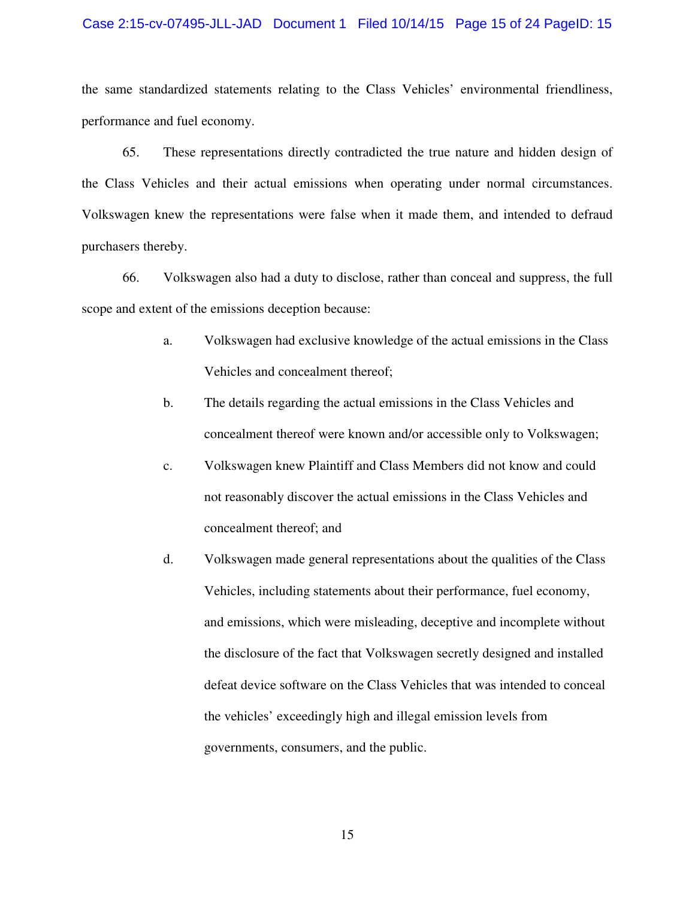the same standardized statements relating to the Class Vehicles' environmental friendliness, performance and fuel economy.

65. These representations directly contradicted the true nature and hidden design of the Class Vehicles and their actual emissions when operating under normal circumstances. Volkswagen knew the representations were false when it made them, and intended to defraud purchasers thereby.

66. Volkswagen also had a duty to disclose, rather than conceal and suppress, the full scope and extent of the emissions deception because:

a. Volkswagen had exclusive knowledge of the actual emissions in the Class Vehicles and concealment thereof;

b. The details regarding the actual emissions in the Class Vehicles and concealment thereof were known and/or accessible only to Volkswagen;

c. Volkswagen knew Plaintiff and Class Members did not know and could not reasonably discover the actual emissions in the Class Vehicles and concealment thereof; and

d. Volkswagen made general representations about the qualities of the Class Vehicles, including statements about their performance, fuel economy, and emissions, which were misleading, deceptive and incomplete without the disclosure of the fact that Volkswagen secretly designed and installed defeat device software on the Class Vehicles that was intended to conceal the vehicles' exceedingly high and illegal emission levels from governments, consumers, and the public.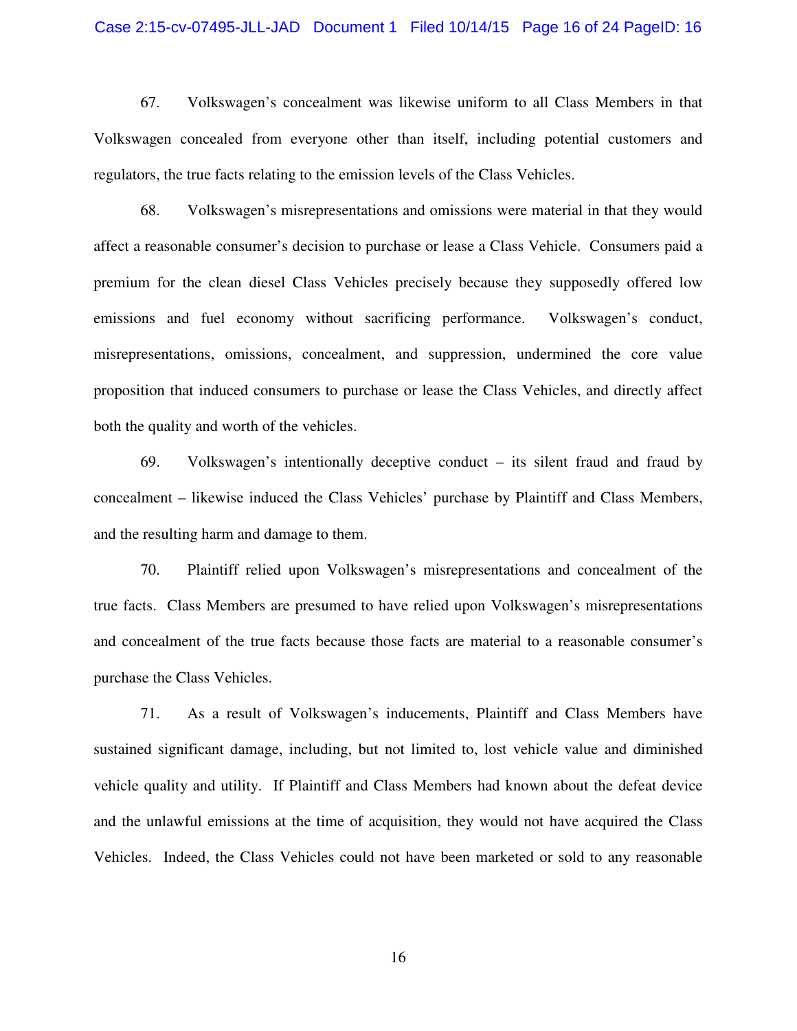67. Volkswagen's concealment was likewise uniform to all Class Members in that Volkswagen concealed from everyone other than itself, including potential customers and regulators, the true facts relating to the emission levels of the Class Vehicles.

68. Volkswagen's misrepresentations and omissions were material in that they would affect a reasonable consumer's decision to purchase or lease a Class Vehicle. Consumers paid a premium for the clean diesel Class Vehicles precisely because they supposedly offered low emissions and fuel economy without sacrificing performance. Volkswagen's conduct, misrepresentations, omissions, concealment, and suppression, undermined the core value proposition that induced consumers to purchase or lease the Class Vehicles, and directly affect both the quality and worth of the vehicles.

69. Volkswagen's intentionally deceptive conduct – its silent fraud and fraud by concealment – likewise induced the Class Vehicles' purchase by Plaintiff and Class Members, and the resulting harm and damage to them.

70. Plaintiff relied upon Volkswagen's misrepresentations and concealment of the true facts. Class Members are presumed to have relied upon Volkswagen's misrepresentations and concealment of the true facts because those facts are material to a reasonable consumer's purchase the Class Vehicles.

71. As a result of Volkswagen's inducements, Plaintiff and Class Members have sustained significant damage, including, but not limited to, lost vehicle value and diminished vehicle quality and utility. If Plaintiff and Class Members had known about the defeat device and the unlawful emissions at the time of acquisition, they would not have acquired the Class Vehicles. Indeed, the Class Vehicles could not have been marketed or sold to any reasonable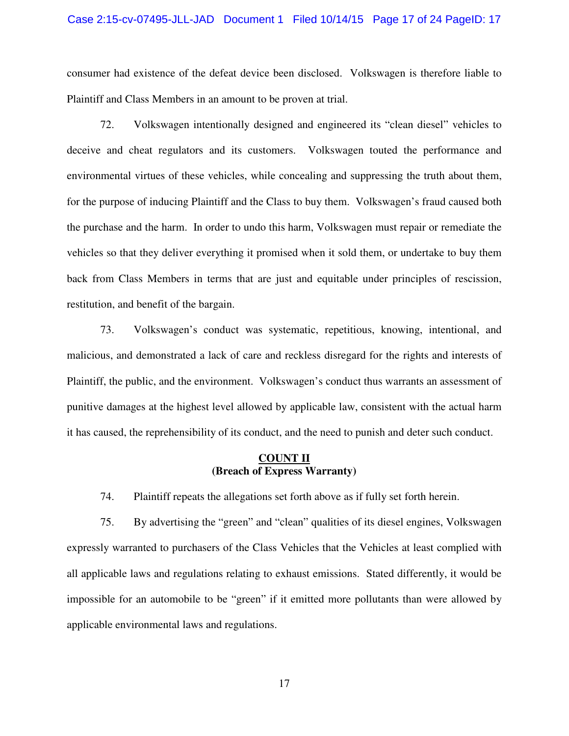consumer had existence of the defeat device been disclosed. Volkswagen is therefore liable to Plaintiff and Class Members in an amount to be proven at trial.

72. Volkswagen intentionally designed and engineered its "clean diesel" vehicles to deceive and cheat regulators and its customers. Volkswagen touted the performance and environmental virtues of these vehicles, while concealing and suppressing the truth about them, for the purpose of inducing Plaintiff and the Class to buy them. Volkswagen's fraud caused both the purchase and the harm. In order to undo this harm, Volkswagen must repair or remediate the vehicles so that they deliver everything it promised when it sold them, or undertake to buy them back from Class Members in terms that are just and equitable under principles of rescission, restitution, and benefit of the bargain.

73. Volkswagen's conduct was systematic, repetitious, knowing, intentional, and malicious, and demonstrated a lack of care and reckless disregard for the rights and interests of Plaintiff, the public, and the environment. Volkswagen's conduct thus warrants an assessment of punitive damages at the highest level allowed by applicable law, consistent with the actual harm it has caused, the reprehensibility of its conduct, and the need to punish and deter such conduct.

## COUNT II
**(Breach of Express Warranty)**

74. Plaintiff repeats the allegations set forth above as if fully set forth herein.

75. By advertising the "green" and "clean" qualities of its diesel engines, Volkswagen expressly warranted to purchasers of the Class Vehicles that the Vehicles at least complied with all applicable laws and regulations relating to exhaust emissions. Stated differently, it would be impossible for an automobile to be "green" if it emitted more pollutants than were allowed by applicable environmental laws and regulations.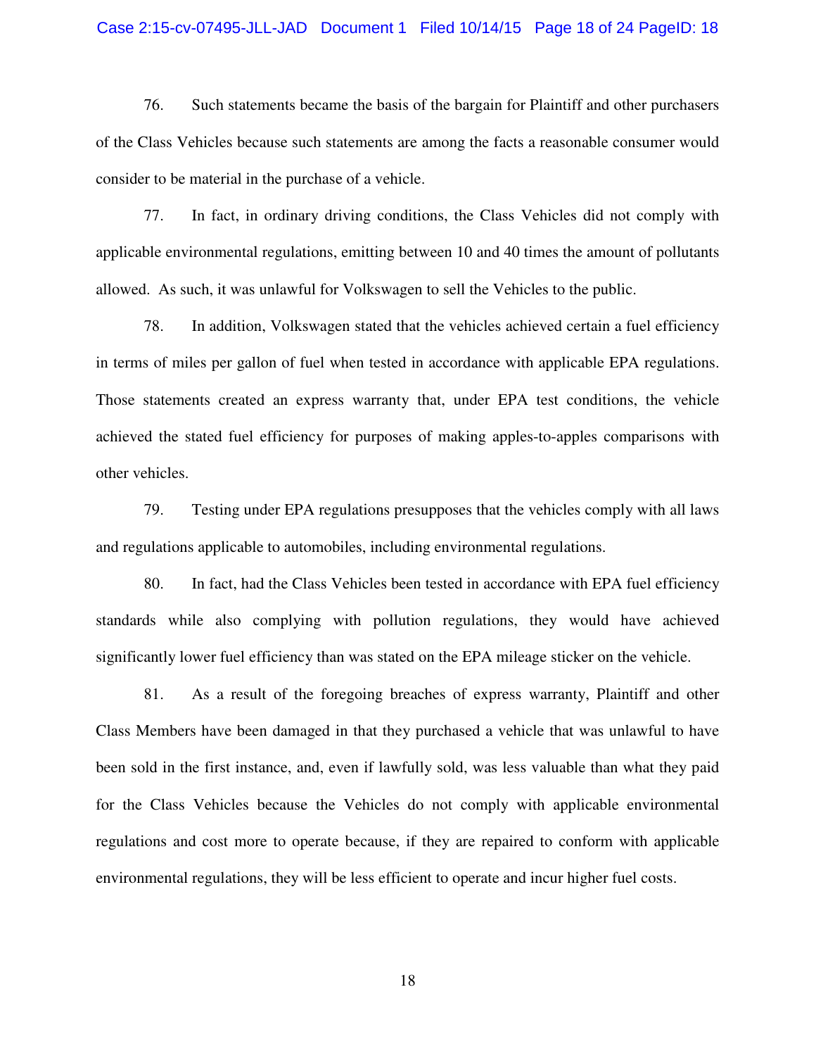76. Such statements became the basis of the bargain for Plaintiff and other purchasers of the Class Vehicles because such statements are among the facts a reasonable consumer would consider to be material in the purchase of a vehicle.

77. In fact, in ordinary driving conditions, the Class Vehicles did not comply with applicable environmental regulations, emitting between 10 and 40 times the amount of pollutants allowed. As such, it was unlawful for Volkswagen to sell the Vehicles to the public.

78. In addition, Volkswagen stated that the vehicles achieved certain a fuel efficiency in terms of miles per gallon of fuel when tested in accordance with applicable EPA regulations. Those statements created an express warranty that, under EPA test conditions, the vehicle achieved the stated fuel efficiency for purposes of making apples-to-apples comparisons with other vehicles.

79. Testing under EPA regulations presupposes that the vehicles comply with all laws and regulations applicable to automobiles, including environmental regulations.

80. In fact, had the Class Vehicles been tested in accordance with EPA fuel efficiency standards while also complying with pollution regulations, they would have achieved significantly lower fuel efficiency than was stated on the EPA mileage sticker on the vehicle.

81. As a result of the foregoing breaches of express warranty, Plaintiff and other Class Members have been damaged in that they purchased a vehicle that was unlawful to have been sold in the first instance, and, even if lawfully sold, was less valuable than what they paid for the Class Vehicles because the Vehicles do not comply with applicable environmental regulations and cost more to operate because, if they are repaired to conform with applicable environmental regulations, they will be less efficient to operate and incur higher fuel costs.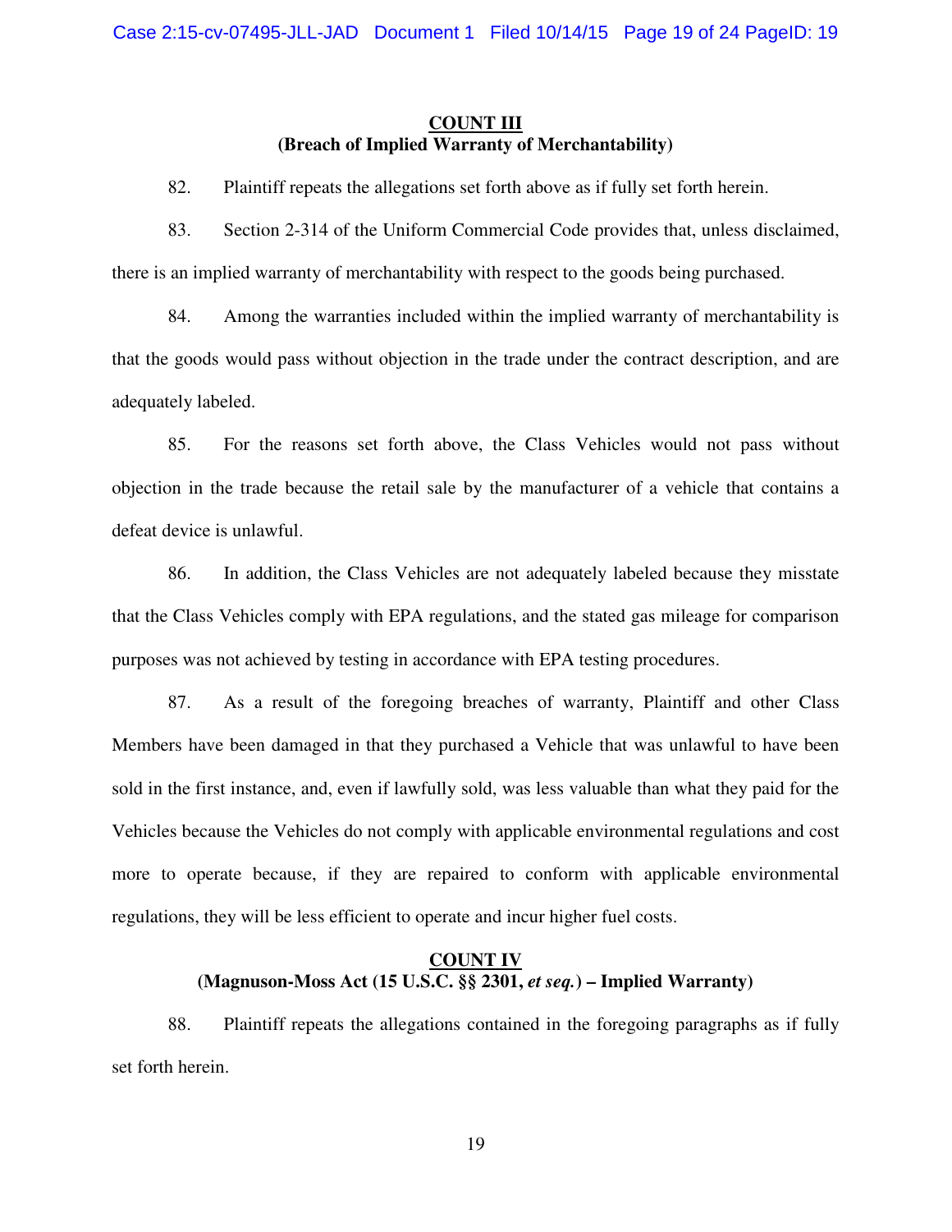**COUNT III**
**(Breach of Implied Warranty of Merchantability)**

82. Plaintiff repeats the allegations set forth above as if fully set forth herein.

83. Section 2-314 of the Uniform Commercial Code provides that, unless disclaimed, there is an implied warranty of merchantability with respect to the goods being purchased.

84. Among the warranties included within the implied warranty of merchantability is that the goods would pass without objection in the trade under the contract description, and are adequately labeled.

85. For the reasons set forth above, the Class Vehicles would not pass without objection in the trade because the retail sale by the manufacturer of a vehicle that contains a defeat device is unlawful.

86. In addition, the Class Vehicles are not adequately labeled because they misstate that the Class Vehicles comply with EPA regulations, and the stated gas mileage for comparison purposes was not achieved by testing in accordance with EPA testing procedures.

87. As a result of the foregoing breaches of warranty, Plaintiff and other Class Members have been damaged in that they purchased a Vehicle that was unlawful to have been sold in the first instance, and, even if lawfully sold, was less valuable than what they paid for the Vehicles because the Vehicles do not comply with applicable environmental regulations and cost more to operate because, if they are repaired to conform with applicable environmental regulations, they will be less efficient to operate and incur higher fuel costs.

**COUNT IV**
**(Magnuson-Moss Act (15 U.S.C. §§ 2301, *et seq.*) – Implied Warranty)**

88. Plaintiff repeats the allegations contained in the foregoing paragraphs as if fully set forth herein.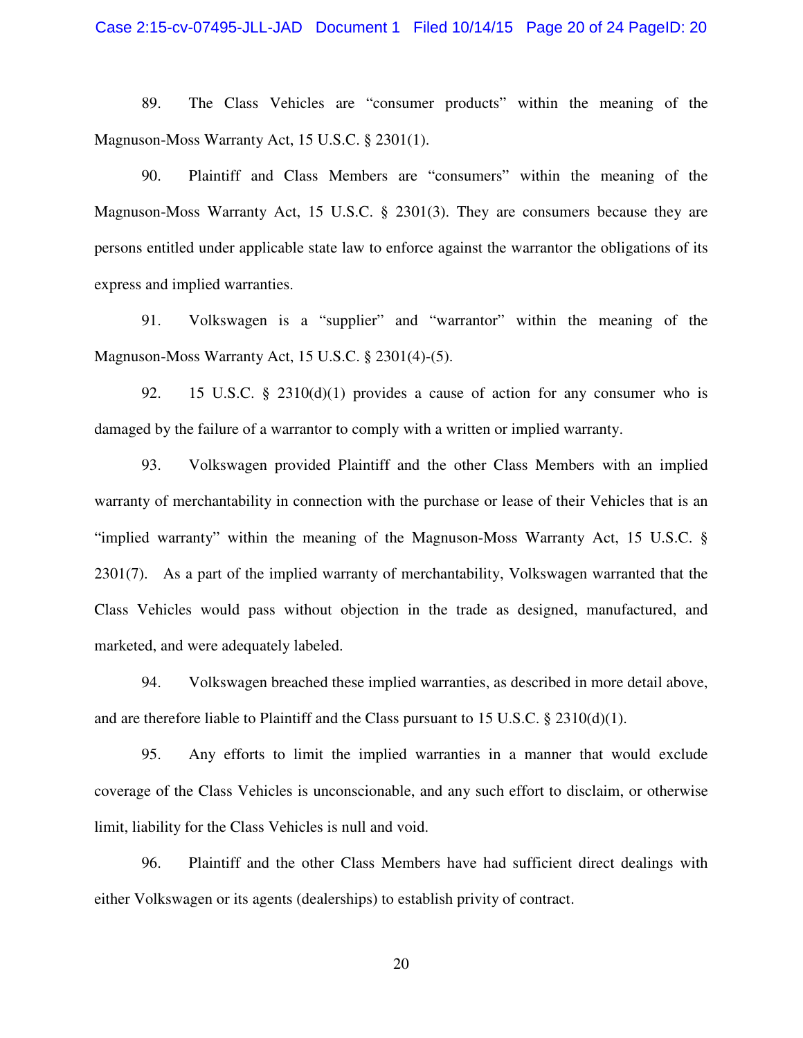89. The Class Vehicles are "consumer products" within the meaning of the Magnuson-Moss Warranty Act, 15 U.S.C. § 2301(1).

90. Plaintiff and Class Members are "consumers" within the meaning of the Magnuson-Moss Warranty Act, 15 U.S.C. § 2301(3). They are consumers because they are persons entitled under applicable state law to enforce against the warrantor the obligations of its express and implied warranties.

91. Volkswagen is a "supplier" and "warrantor" within the meaning of the Magnuson-Moss Warranty Act, 15 U.S.C. § 2301(4)-(5).

92. 15 U.S.C. § 2310(d)(1) provides a cause of action for any consumer who is damaged by the failure of a warrantor to comply with a written or implied warranty.

93. Volkswagen provided Plaintiff and the other Class Members with an implied warranty of merchantability in connection with the purchase or lease of their Vehicles that is an "implied warranty" within the meaning of the Magnuson-Moss Warranty Act, 15 U.S.C. § 2301(7). As a part of the implied warranty of merchantability, Volkswagen warranted that the Class Vehicles would pass without objection in the trade as designed, manufactured, and marketed, and were adequately labeled.

94. Volkswagen breached these implied warranties, as described in more detail above, and are therefore liable to Plaintiff and the Class pursuant to 15 U.S.C. § 2310(d)(1).

95. Any efforts to limit the implied warranties in a manner that would exclude coverage of the Class Vehicles is unconscionable, and any such effort to disclaim, or otherwise limit, liability for the Class Vehicles is null and void.

96. Plaintiff and the other Class Members have had sufficient direct dealings with either Volkswagen or its agents (dealerships) to establish privity of contract.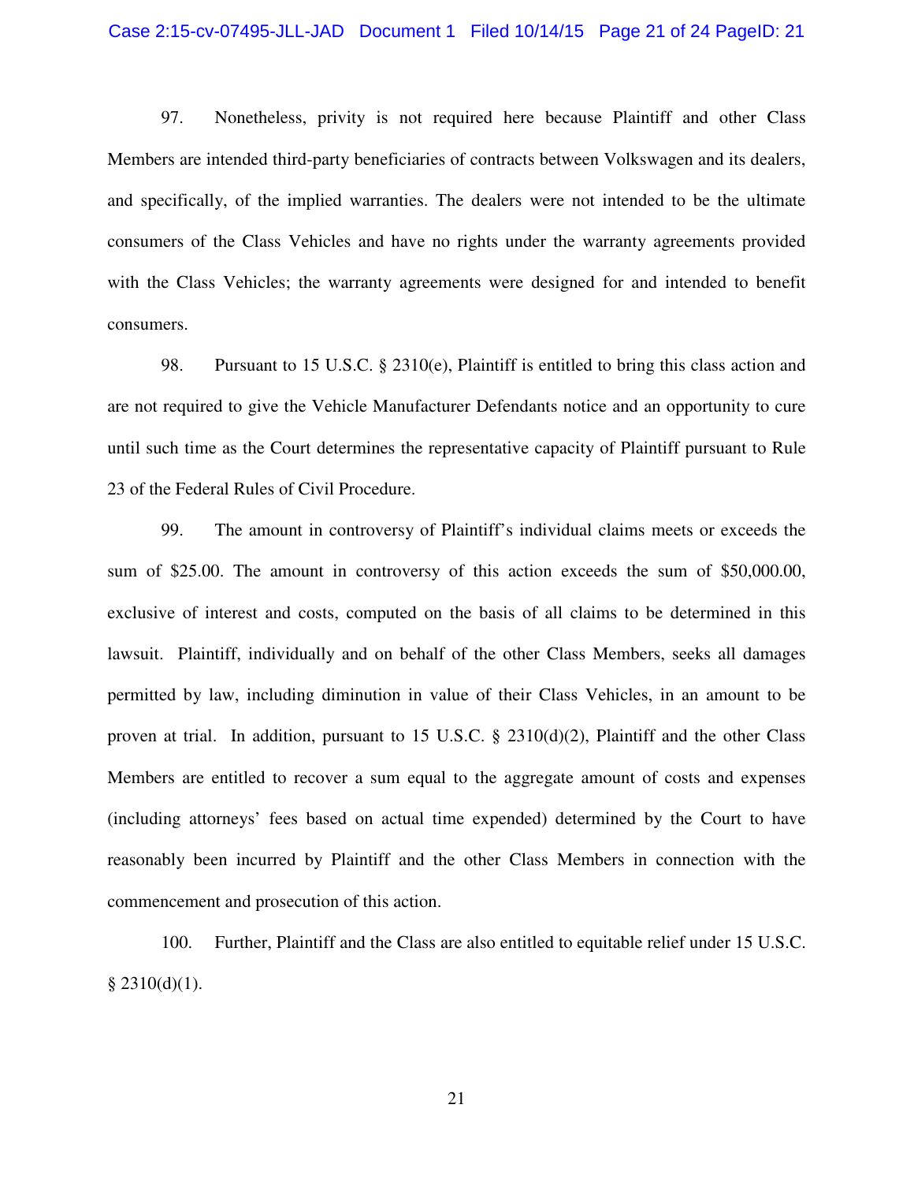97. Nonetheless, privity is not required here because Plaintiff and other Class Members are intended third-party beneficiaries of contracts between Volkswagen and its dealers, and specifically, of the implied warranties. The dealers were not intended to be the ultimate consumers of the Class Vehicles and have no rights under the warranty agreements provided with the Class Vehicles; the warranty agreements were designed for and intended to benefit consumers.

98. Pursuant to 15 U.S.C. § 2310(e), Plaintiff is entitled to bring this class action and are not required to give the Vehicle Manufacturer Defendants notice and an opportunity to cure until such time as the Court determines the representative capacity of Plaintiff pursuant to Rule 23 of the Federal Rules of Civil Procedure.

99. The amount in controversy of Plaintiff's individual claims meets or exceeds the sum of $25.00. The amount in controversy of this action exceeds the sum of $50,000.00, exclusive of interest and costs, computed on the basis of all claims to be determined in this lawsuit. Plaintiff, individually and on behalf of the other Class Members, seeks all damages permitted by law, including diminution in value of their Class Vehicles, in an amount to be proven at trial. In addition, pursuant to 15 U.S.C. § 2310(d)(2), Plaintiff and the other Class Members are entitled to recover a sum equal to the aggregate amount of costs and expenses (including attorneys' fees based on actual time expended) determined by the Court to have reasonably been incurred by Plaintiff and the other Class Members in connection with the commencement and prosecution of this action.

100. Further, Plaintiff and the Class are also entitled to equitable relief under 15 U.S.C. § 2310(d)(1).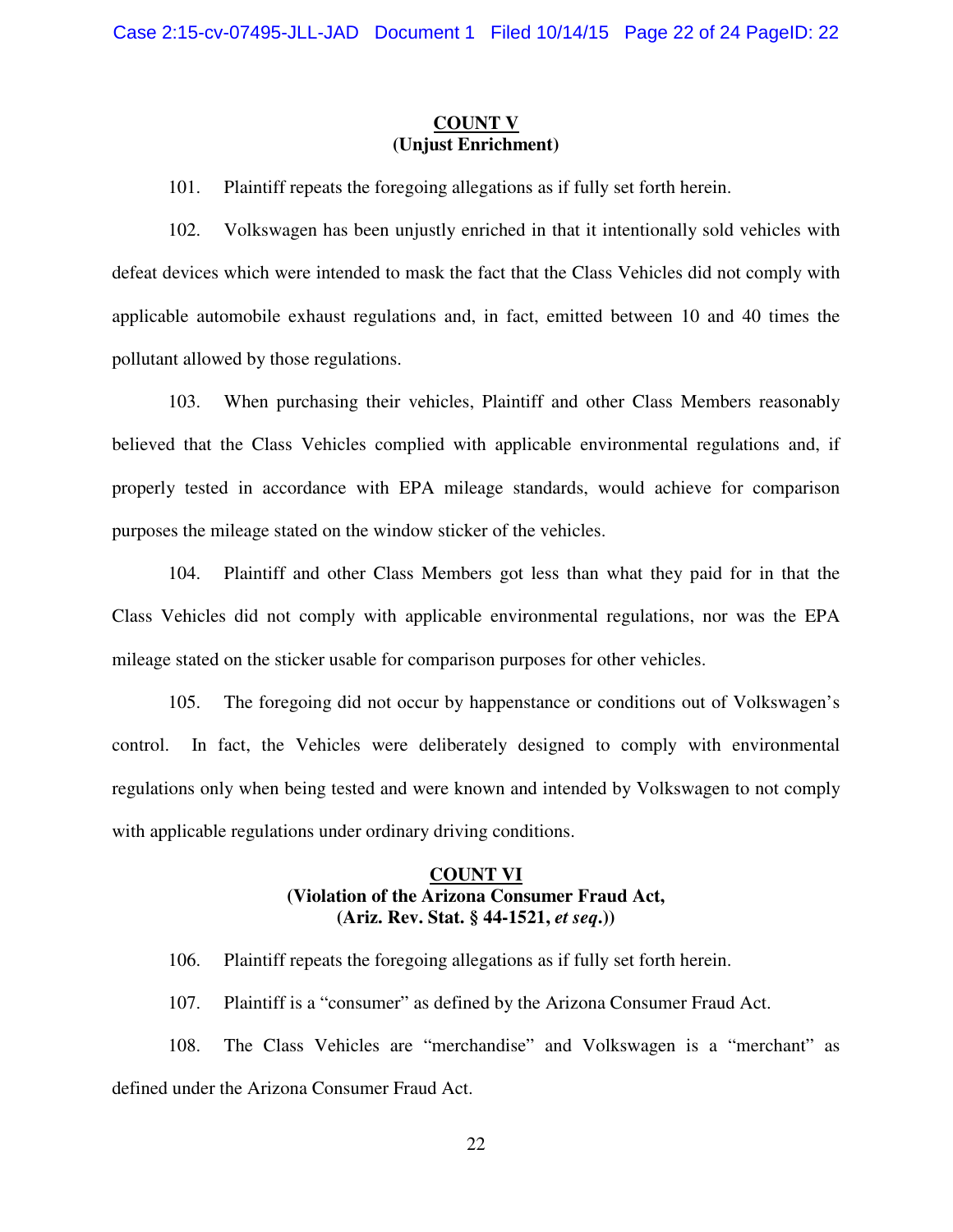**COUNT V**
**(Unjust Enrichment)**

101. Plaintiff repeats the foregoing allegations as if fully set forth herein.

102. Volkswagen has been unjustly enriched in that it intentionally sold vehicles with defeat devices which were intended to mask the fact that the Class Vehicles did not comply with applicable automobile exhaust regulations and, in fact, emitted between 10 and 40 times the pollutant allowed by those regulations.

103. When purchasing their vehicles, Plaintiff and other Class Members reasonably believed that the Class Vehicles complied with applicable environmental regulations and, if properly tested in accordance with EPA mileage standards, would achieve for comparison purposes the mileage stated on the window sticker of the vehicles.

104. Plaintiff and other Class Members got less than what they paid for in that the Class Vehicles did not comply with applicable environmental regulations, nor was the EPA mileage stated on the sticker usable for comparison purposes for other vehicles.

105. The foregoing did not occur by happenstance or conditions out of Volkswagen's control. In fact, the Vehicles were deliberately designed to comply with environmental regulations only when being tested and were known and intended by Volkswagen to not comply with applicable regulations under ordinary driving conditions.

**COUNT VI**
**(Violation of the Arizona Consumer Fraud Act,**
**(Ariz. Rev. Stat. § 44-1521, *et seq*.))**

106. Plaintiff repeats the foregoing allegations as if fully set forth herein.

107. Plaintiff is a "consumer" as defined by the Arizona Consumer Fraud Act.

108. The Class Vehicles are "merchandise" and Volkswagen is a "merchant" as defined under the Arizona Consumer Fraud Act.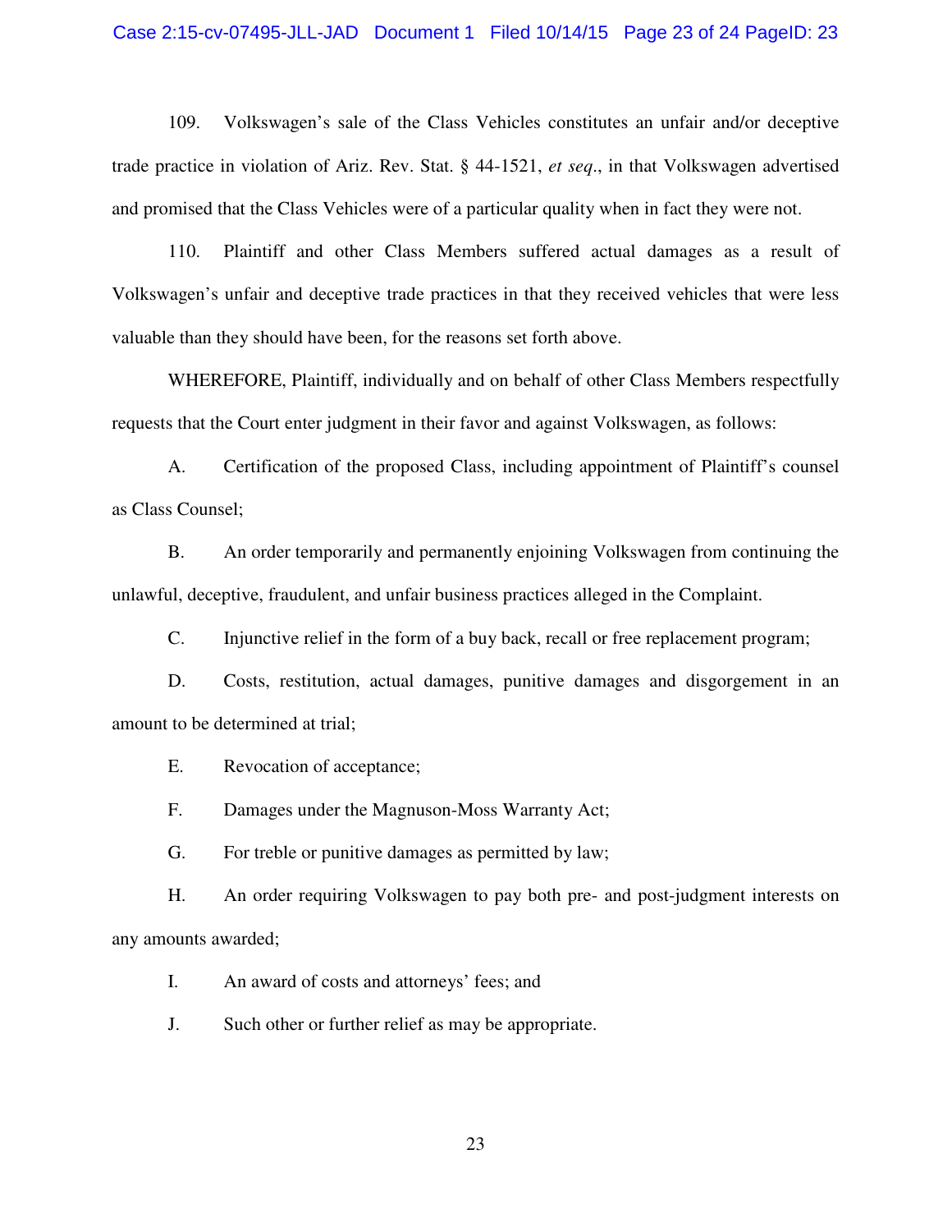109. Volkswagen's sale of the Class Vehicles constitutes an unfair and/or deceptive trade practice in violation of Ariz. Rev. Stat. § 44-1521, *et seq*., in that Volkswagen advertised and promised that the Class Vehicles were of a particular quality when in fact they were not.

110. Plaintiff and other Class Members suffered actual damages as a result of Volkswagen's unfair and deceptive trade practices in that they received vehicles that were less valuable than they should have been, for the reasons set forth above.

WHEREFORE, Plaintiff, individually and on behalf of other Class Members respectfully requests that the Court enter judgment in their favor and against Volkswagen, as follows:

A. Certification of the proposed Class, including appointment of Plaintiff's counsel as Class Counsel;

B. An order temporarily and permanently enjoining Volkswagen from continuing the unlawful, deceptive, fraudulent, and unfair business practices alleged in the Complaint.

C. Injunctive relief in the form of a buy back, recall or free replacement program;

D. Costs, restitution, actual damages, punitive damages and disgorgement in an amount to be determined at trial;

E. Revocation of acceptance;

F. Damages under the Magnuson-Moss Warranty Act;

G. For treble or punitive damages as permitted by law;

H. An order requiring Volkswagen to pay both pre- and post-judgment interests on any amounts awarded;

I. An award of costs and attorneys' fees; and

J. Such other or further relief as may be appropriate.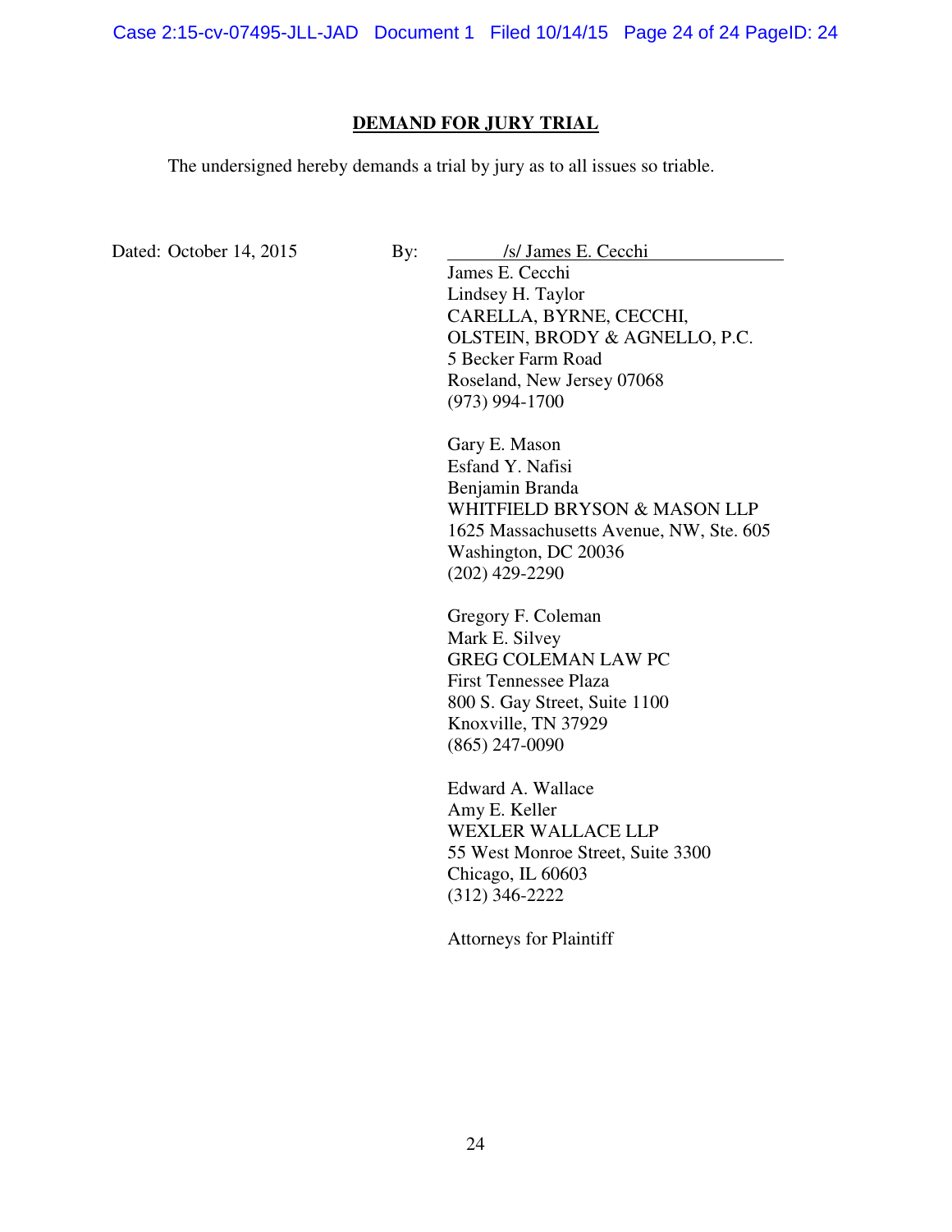## **DEMAND FOR JURY TRIAL**

The undersigned hereby demands a trial by jury as to all issues so triable.

Dated: October 14, 2015

By: /s/ James E. Cecchi

James E. Cecchi
Lindsey H. Taylor
CARELLA, BYRNE, CECCHI,
OLSTEIN, BRODY & AGNELLO, P.C.
5 Becker Farm Road
Roseland, New Jersey 07068
(973) 994-1700

Gary E. Mason
Esfand Y. Nafisi
Benjamin Branda
WHITFIELD BRYSON & MASON LLP
1625 Massachusetts Avenue, NW, Ste. 605
Washington, DC 20036
(202) 429-2290

Gregory F. Coleman
Mark E. Silvey
GREG COLEMAN LAW PC
First Tennessee Plaza
800 S. Gay Street, Suite 1100
Knoxville, TN 37929
(865) 247-0090

Edward A. Wallace
Amy E. Keller
WEXLER WALLACE LLP
55 West Monroe Street, Suite 3300
Chicago, IL 60603
(312) 346-2222

Attorneys for Plaintiff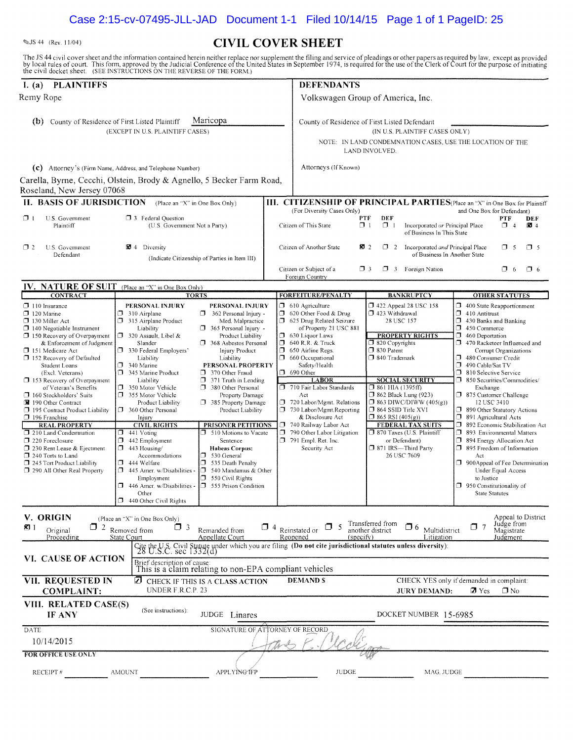JS 44 (Rev. 11/04)

# CIVIL COVER SHEET

The JS 44 civil cover sheet and the information contained herein neither replace nor supplement the filing and service of pleadings or other papers as required by law, except as provided by local rules of court. This form, approved by the Judicial Conference of the United States in September 1974, is required for the use of the Clerk of Court for the purpose of initiating the civil docket sheet. (SEE INSTRUCTIONS ON THE REVERSE OF THE FORM.)

## I. (a) PLAINTIFFS

Remy Rope

## DEFENDANTS

Volkswagen Group of America, Inc.

**(b)** County of Residence of First Listed Plaintiff: Maricopa
(EXCEPT IN U.S. PLAINTIFF CASES)

County of Residence of First Listed Defendant: ________
(IN U.S. PLAINTIFF CASES ONLY)
NOTE: IN LAND CONDEMNATION CASES, USE THE LOCATION OF THE LAND INVOLVED.

**(c)** Attorney's (Firm Name, Address, and Telephone Number)

Carella, Byrne, Cecchi, Olstein, Brody & Agnello, 5 Becker Farm Road, Roseland, New Jersey 07068

Attorneys (If Known)

## II. BASIS OF JURISDICTION (Place an "X" in One Box Only)

- ☐ 1 U.S. Government Plaintiff
- ☐ 3 Federal Question (U.S. Government Not a Party)
- ☐ 2 U.S. Government Defendant
- ☒ 4 Diversity (Indicate Citizenship of Parties in Item III)

## III. CITIZENSHIP OF PRINCIPAL PARTIES (Place an "X" in One Box for Plaintiff and One Box for Defendant) (For Diversity Cases Only)

| | PTF | DEF | | PTF | DEF |
|---|---|---|---|---|---|
| Citizen of This State | ☐ 1 | ☐ 1 | Incorporated or Principal Place of Business In This State | ☐ 4 | ☒ 4 |
| Citizen of Another State | ☒ 2 | ☐ 2 | Incorporated and Principal Place of Business In Another State | ☐ 5 | ☐ 5 |
| Citizen or Subject of a Foreign Country | ☐ 3 | ☐ 3 | Foreign Nation | ☐ 6 | ☐ 6 |

## IV. NATURE OF SUIT (Place an "X" in One Box Only)

**CONTRACT**
- ☐ 110 Insurance
- ☐ 120 Marine
- ☐ 130 Miller Act
- ☐ 140 Negotiable Instrument
- ☐ 150 Recovery of Overpayment & Enforcement of Judgment
- ☐ 151 Medicare Act
- ☐ 152 Recovery of Defaulted Student Loans (Excl. Veterans)
- ☐ 153 Recovery of Overpayment of Veteran's Benefits
- ☐ 160 Stockholders' Suits
- ☒ 190 Other Contract
- ☐ 195 Contract Product Liability
- ☐ 196 Franchise

**REAL PROPERTY**
- ☐ 210 Land Condemnation
- ☐ 220 Foreclosure
- ☐ 230 Rent Lease & Ejectment
- ☐ 240 Torts to Land
- ☐ 245 Tort Product Liability
- ☐ 290 All Other Real Property

**TORTS — PERSONAL INJURY**
- ☐ 310 Airplane
- ☐ 315 Airplane Product Liability
- ☐ 320 Assault, Libel & Slander
- ☐ 330 Federal Employers' Liability
- ☐ 340 Marine
- ☐ 345 Marine Product Liability
- ☐ 350 Motor Vehicle
- ☐ 355 Motor Vehicle Product Liability
- ☐ 360 Other Personal Injury

**PERSONAL INJURY**
- ☐ 362 Personal Injury - Med. Malpractice
- ☐ 365 Personal Injury - Product Liability
- ☐ 368 Asbestos Personal Injury Product Liability

**PERSONAL PROPERTY**
- ☐ 370 Other Fraud
- ☐ 371 Truth in Lending
- ☐ 380 Other Personal Property Damage
- ☐ 385 Property Damage Product Liability

**CIVIL RIGHTS**
- ☐ 441 Voting
- ☐ 442 Employment
- ☐ 443 Housing/ Accommodations
- ☐ 444 Welfare
- ☐ 445 Amer. w/Disabilities - Employment
- ☐ 446 Amer. w/Disabilities - Other
- ☐ 440 Other Civil Rights

**PRISONER PETITIONS**
- ☐ 510 Motions to Vacate Sentence
- Habeas Corpus:
- ☐ 530 General
- ☐ 535 Death Penalty
- ☐ 540 Mandamus & Other
- ☐ 550 Civil Rights
- ☐ 555 Prison Condition

**FORFEITURE/PENALTY**
- ☐ 610 Agriculture
- ☐ 620 Other Food & Drug
- ☐ 625 Drug Related Seizure of Property 21 USC 881
- ☐ 630 Liquor Laws
- ☐ 640 R.R. & Truck
- ☐ 650 Airline Regs.
- ☐ 660 Occupational Safety/Health
- ☐ 690 Other

**LABOR**
- ☐ 710 Fair Labor Standards Act
- ☐ 720 Labor/Mgmt. Relations
- ☐ 730 Labor/Mgmt.Reporting & Disclosure Act
- ☐ 740 Railway Labor Act
- ☐ 790 Other Labor Litigation
- ☐ 791 Empl. Ret. Inc. Security Act

**BANKRUPTCY**
- ☐ 422 Appeal 28 USC 158
- ☐ 423 Withdrawal 28 USC 157

**PROPERTY RIGHTS**
- ☐ 820 Copyrights
- ☐ 830 Patent
- ☐ 840 Trademark

**SOCIAL SECURITY**
- ☐ 861 HIA (1395ff)
- ☐ 862 Black Lung (923)
- ☐ 863 DIWC/DIWW (405(g))
- ☐ 864 SSID Title XVI
- ☐ 865 RSI (405(g))

**FEDERAL TAX SUITS**
- ☐ 870 Taxes (U.S. Plaintiff or Defendant)
- ☐ 871 IRS—Third Party 26 USC 7609

**OTHER STATUTES**
- ☐ 400 State Reapportionment
- ☐ 410 Antitrust
- ☐ 430 Banks and Banking
- ☐ 450 Commerce
- ☐ 460 Deportation
- ☐ 470 Racketeer Influenced and Corrupt Organizations
- ☐ 480 Consumer Credit
- ☐ 490 Cable/Sat TV
- ☐ 810 Selective Service
- ☐ 850 Securities/Commodities/ Exchange
- ☐ 875 Customer Challenge 12 USC 3410
- ☐ 890 Other Statutory Actions
- ☐ 891 Agricultural Acts
- ☐ 892 Economic Stabilization Act
- ☐ 893 Environmental Matters
- ☐ 894 Energy Allocation Act
- ☐ 895 Freedom of Information Act
- ☐ 900Appeal of Fee Determination Under Equal Access to Justice
- ☐ 950 Constitutionality of State Statutes

## V. ORIGIN (Place an "X" in One Box Only)

- ☒ 1 Original Proceeding
- ☐ 2 Removed from State Court
- ☐ 3 Remanded from Appellate Court
- ☐ 4 Reinstated or Reopened
- ☐ 5 Transferred from another district (specify)
- ☐ 6 Multidistrict Litigation
- ☐ 7 Appeal to District Judge from Magistrate Judgment

## VI. CAUSE OF ACTION

Cite the U.S. Civil Statute under which you are filing (Do not cite jurisdictional statutes unless diversity): 28 U.S.C. sec 1332(d)

Brief description of cause: This is a claim relating to non-EPA compliant vehicles

## VII. REQUESTED IN COMPLAINT:

☑ CHECK IF THIS IS A CLASS ACTION UNDER F.R.C.P. 23

DEMAND $

CHECK YES only if demanded in complaint:
JURY DEMAND: ☑ Yes ☐ No

## VIII. RELATED CASE(S) IF ANY

(See instructions): JUDGE Linares DOCKET NUMBER 15-6985

DATE: 10/14/2015

SIGNATURE OF ATTORNEY OF RECORD: [signature]

**FOR OFFICE USE ONLY**

RECEIPT # ______ AMOUNT ______ APPLYING IFP ______ JUDGE ______ MAG. JUDGE ______